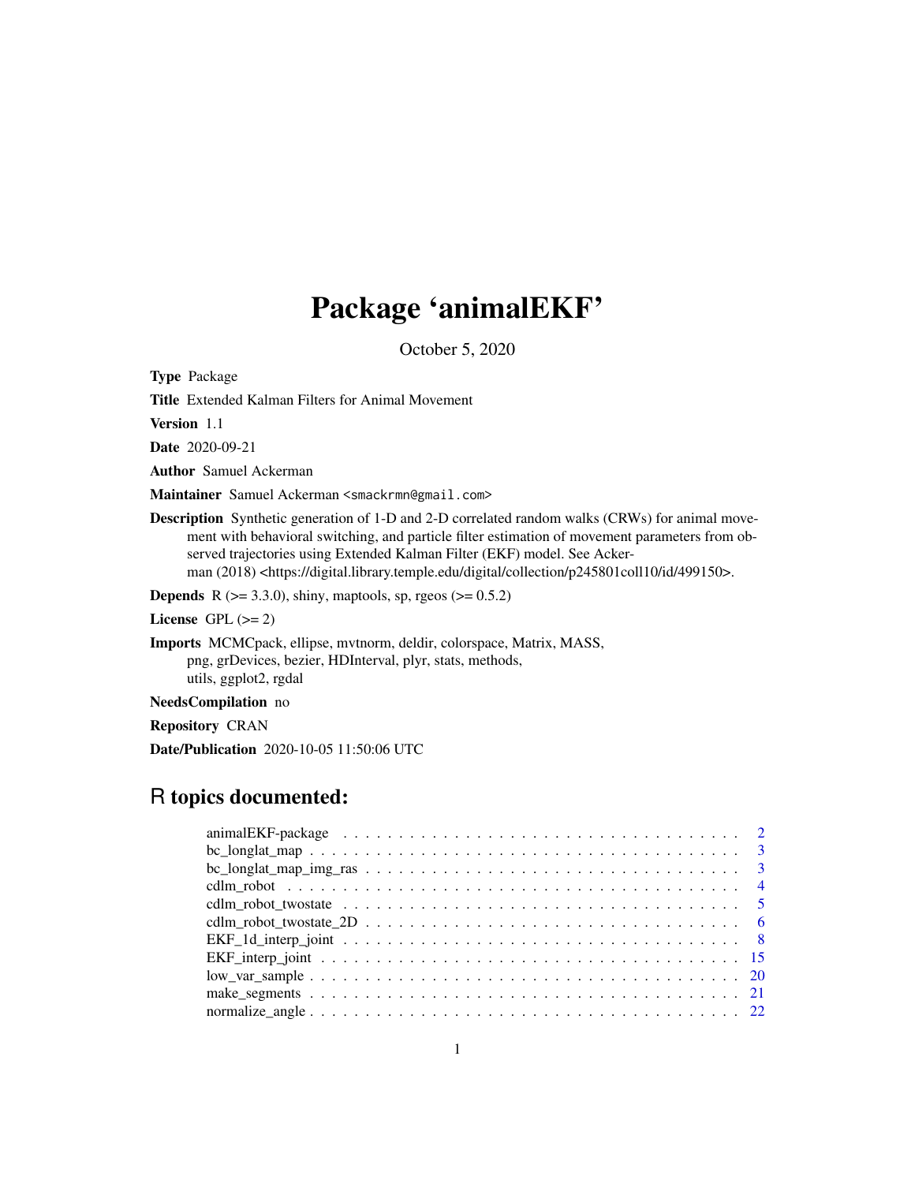# Package 'animalEKF'

October 5, 2020

**Type** Package

**Title** Extended Kalman Filters for Animal Movement

**Version** 1.1

**Date** 2020-09-21

**Author** Samuel Ackerman

**Maintainer** Samuel Ackerman <smackrmn@gmail.com>

**Description** Synthetic generation of 1-D and 2-D correlated random walks (CRWs) for animal movement with behavioral switching, and particle filter estimation of movement parameters from observed trajectories using Extended Kalman Filter (EKF) model. See Ackerman (2018) <https://digital.library.temple.edu/digital/collection/p245801coll10/id/499150>.

**Depends** R (>= 3.3.0), shiny, maptools, sp, rgeos (>= 0.5.2)

**License** GPL (>= 2)

**Imports** MCMCpack, ellipse, mvtnorm, deldir, colorspace, Matrix, MASS, png, grDevices, bezier, HDInterval, plyr, stats, methods, utils, ggplot2, rgdal

**NeedsCompilation** no

**Repository** CRAN

**Date/Publication** 2020-10-05 11:50:06 UTC

## R topics documented:

- animalEKF-package . . . . . . . . . . . . . . . . . . . . . . . . . . . . . . . . . . 2
- bc_longlat_map . . . . . . . . . . . . . . . . . . . . . . . . . . . . . . . . . . . . 3
- bc_longlat_map_img_ras . . . . . . . . . . . . . . . . . . . . . . . . . . . . . . . 3
- cdlm_robot . . . . . . . . . . . . . . . . . . . . . . . . . . . . . . . . . . . . . . 4
- cdlm_robot_twostate . . . . . . . . . . . . . . . . . . . . . . . . . . . . . . . . . 5
- cdlm_robot_twostate_2D . . . . . . . . . . . . . . . . . . . . . . . . . . . . . . . 6
- EKF_1d_interp_joint . . . . . . . . . . . . . . . . . . . . . . . . . . . . . . . . . 8
- EKF_interp_joint . . . . . . . . . . . . . . . . . . . . . . . . . . . . . . . . . . . 15
- low_var_sample . . . . . . . . . . . . . . . . . . . . . . . . . . . . . . . . . . . . 20
- make_segments . . . . . . . . . . . . . . . . . . . . . . . . . . . . . . . . . . . . 21
- normalize_angle . . . . . . . . . . . . . . . . . . . . . . . . . . . . . . . . . . . 22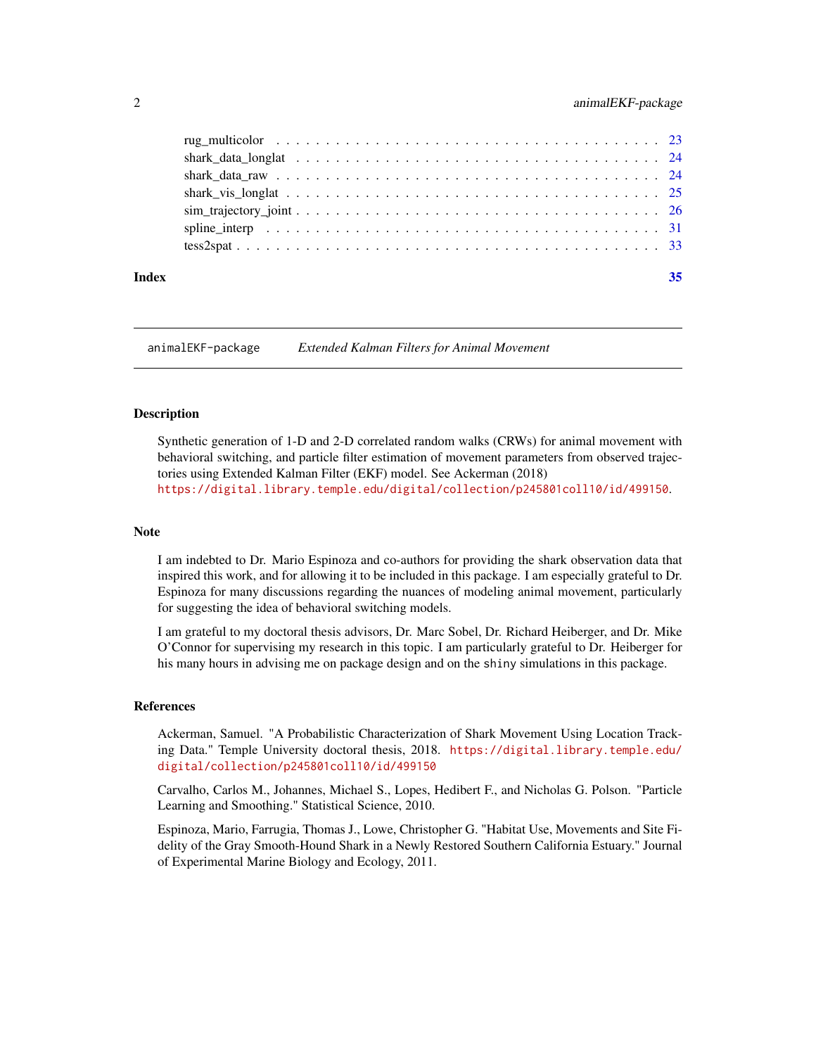rug_multicolor . . . . . . . . . . . . . . . . . . . . . . . . . . . . . . . . . . . . 23
shark_data_longlat . . . . . . . . . . . . . . . . . . . . . . . . . . . . . . . . . . 24
shark_data_raw . . . . . . . . . . . . . . . . . . . . . . . . . . . . . . . . . . . . 24
shark_vis_longlat . . . . . . . . . . . . . . . . . . . . . . . . . . . . . . . . . . . 25
sim_trajectory_joint . . . . . . . . . . . . . . . . . . . . . . . . . . . . . . . . . . 26
spline_interp . . . . . . . . . . . . . . . . . . . . . . . . . . . . . . . . . . . . . 31
tess2spat . . . . . . . . . . . . . . . . . . . . . . . . . . . . . . . . . . . . . . . 33

**Index** **35**

---

## animalEKF-package *Extended Kalman Filters for Animal Movement*

---

### Description

Synthetic generation of 1-D and 2-D correlated random walks (CRWs) for animal movement with behavioral switching, and particle filter estimation of movement parameters from observed trajectories using Extended Kalman Filter (EKF) model. See Ackerman (2018) https://digital.library.temple.edu/digital/collection/p245801coll10/id/499150.

### Note

I am indebted to Dr. Mario Espinoza and co-authors for providing the shark observation data that inspired this work, and for allowing it to be included in this package. I am especially grateful to Dr. Espinoza for many discussions regarding the nuances of modeling animal movement, particularly for suggesting the idea of behavioral switching models.

I am grateful to my doctoral thesis advisors, Dr. Marc Sobel, Dr. Richard Heiberger, and Dr. Mike O'Connor for supervising my research in this topic. I am particularly grateful to Dr. Heiberger for his many hours in advising me on package design and on the `shiny` simulations in this package.

### References

Ackerman, Samuel. "A Probabilistic Characterization of Shark Movement Using Location Tracking Data." Temple University doctoral thesis, 2018. https://digital.library.temple.edu/digital/collection/p245801coll10/id/499150

Carvalho, Carlos M., Johannes, Michael S., Lopes, Hedibert F., and Nicholas G. Polson. "Particle Learning and Smoothing." Statistical Science, 2010.

Espinoza, Mario, Farrugia, Thomas J., Lowe, Christopher G. "Habitat Use, Movements and Site Fidelity of the Gray Smooth-Hound Shark in a Newly Restored Southern California Estuary." Journal of Experimental Marine Biology and Ecology, 2011.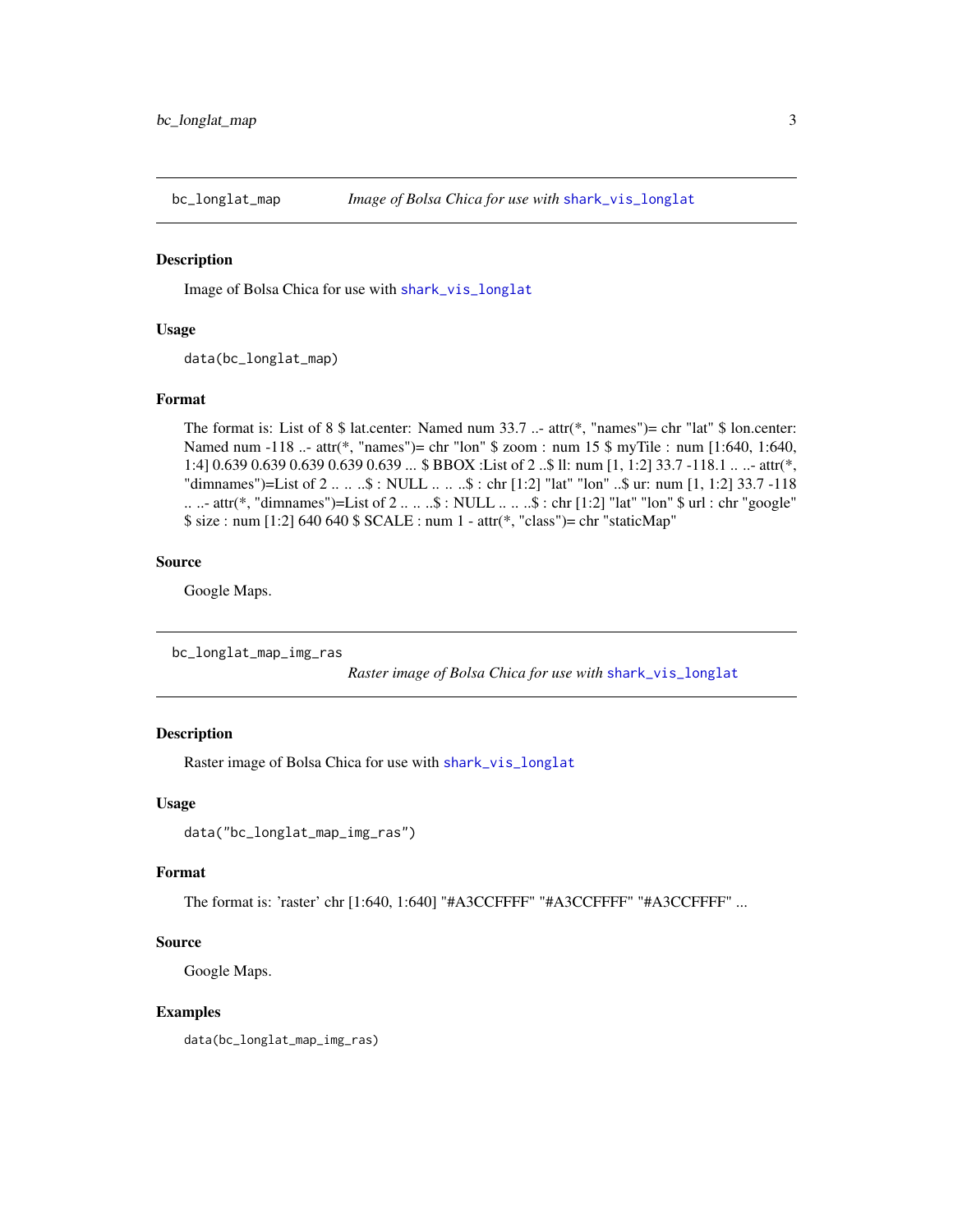## bc_longlat_map — *Image of Bolsa Chica for use with* `shark_vis_longlat`

### Description

Image of Bolsa Chica for use with `shark_vis_longlat`

### Usage

```
data(bc_longlat_map)
```

### Format

The format is: List of 8 $ lat.center: Named num 33.7 ..- attr(*, "names")= chr "lat" $ lon.center: Named num -118 ..- attr(*, "names")= chr "lon" $ zoom : num 15 $ myTile : num [1:640, 1:640, 1:4] 0.639 0.639 0.639 0.639 0.639 ... $ BBOX :List of 2 ..$ ll: num [1, 1:2] 33.7 -118.1 .. ..- attr(*, "dimnames")=List of 2 .. .. ..$ : NULL .. .. ..$ : chr [1:2] "lat" "lon" ..$ ur: num [1, 1:2] 33.7 -118 .. ..- attr(*, "dimnames")=List of 2 .. .. ..$ : NULL .. .. ..$ : chr [1:2] "lat" "lon" $ url : chr "google" $ size : num [1:2] 640 640 $ SCALE : num 1 - attr(*, "class")= chr "staticMap"

### Source

Google Maps.

## bc_longlat_map_img_ras — *Raster image of Bolsa Chica for use with* `shark_vis_longlat`

### Description

Raster image of Bolsa Chica for use with `shark_vis_longlat`

### Usage

```
data("bc_longlat_map_img_ras")
```

### Format

The format is: 'raster' chr [1:640, 1:640] "#A3CCFFFF" "#A3CCFFFF" "#A3CCFFFF" ...

### Source

Google Maps.

### Examples

```
data(bc_longlat_map_img_ras)
```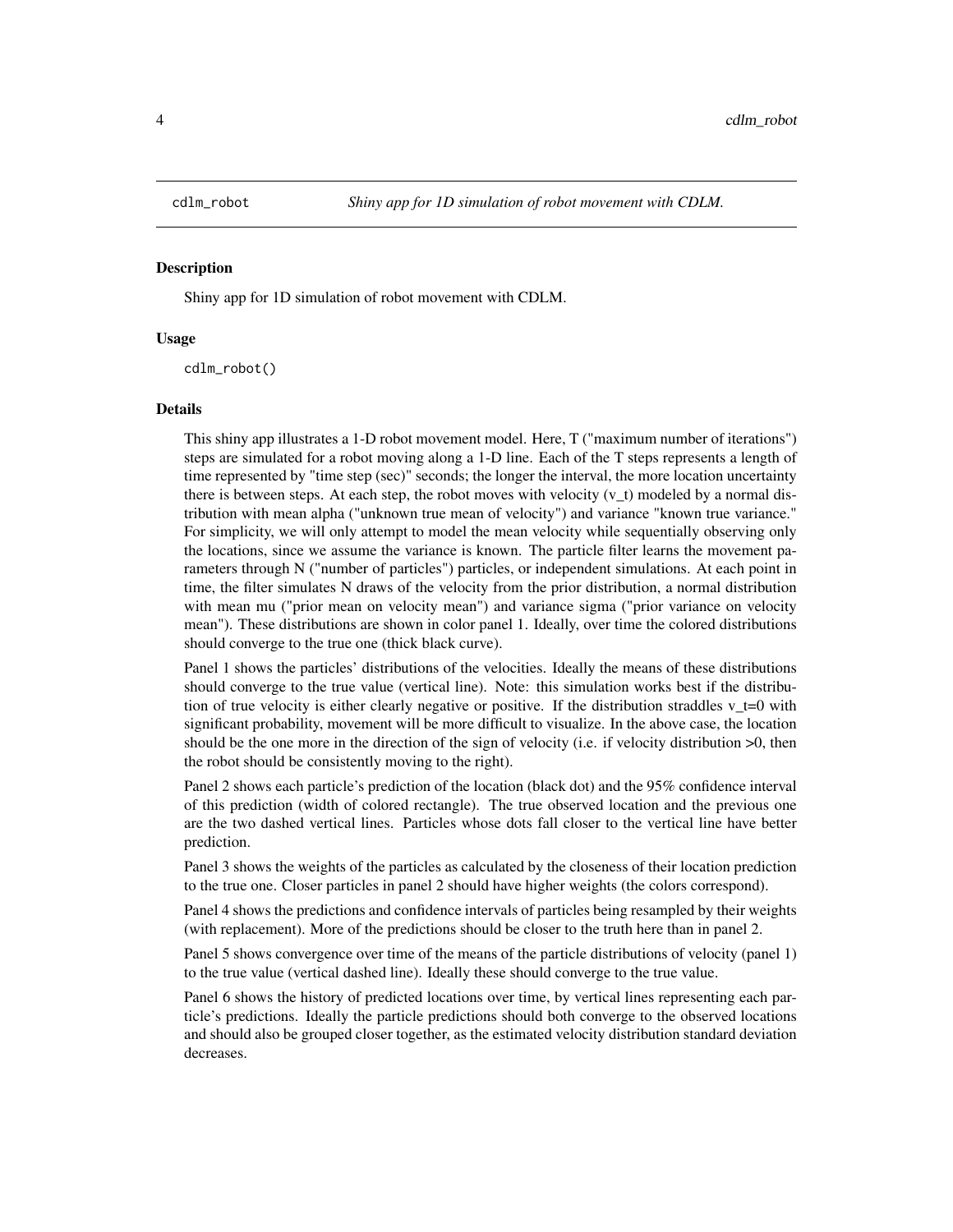## cdlm_robot — *Shiny app for 1D simulation of robot movement with CDLM.*

### Description

Shiny app for 1D simulation of robot movement with CDLM.

### Usage

```
cdlm_robot()
```

### Details

This shiny app illustrates a 1-D robot movement model. Here, T ("maximum number of iterations") steps are simulated for a robot moving along a 1-D line. Each of the T steps represents a length of time represented by "time step (sec)" seconds; the longer the interval, the more location uncertainty there is between steps. At each step, the robot moves with velocity ($v_t$) modeled by a normal distribution with mean alpha ("unknown true mean of velocity") and variance "known true variance." For simplicity, we will only attempt to model the mean velocity while sequentially observing only the locations, since we assume the variance is known. The particle filter learns the movement parameters through N ("number of particles") particles, or independent simulations. At each point in time, the filter simulates N draws of the velocity from the prior distribution, a normal distribution with mean mu ("prior mean on velocity mean") and variance sigma ("prior variance on velocity mean"). These distributions are shown in color panel 1. Ideally, over time the colored distributions should converge to the true one (thick black curve).

Panel 1 shows the particles' distributions of the velocities. Ideally the means of these distributions should converge to the true value (vertical line). Note: this simulation works best if the distribution of true velocity is either clearly negative or positive. If the distribution straddles $v_t=0$ with significant probability, movement will be more difficult to visualize. In the above case, the location should be the one more in the direction of the sign of velocity (i.e. if velocity distribution >0, then the robot should be consistently moving to the right).

Panel 2 shows each particle's prediction of the location (black dot) and the 95% confidence interval of this prediction (width of colored rectangle). The true observed location and the previous one are the two dashed vertical lines. Particles whose dots fall closer to the vertical line have better prediction.

Panel 3 shows the weights of the particles as calculated by the closeness of their location prediction to the true one. Closer particles in panel 2 should have higher weights (the colors correspond).

Panel 4 shows the predictions and confidence intervals of particles being resampled by their weights (with replacement). More of the predictions should be closer to the truth here than in panel 2.

Panel 5 shows convergence over time of the means of the particle distributions of velocity (panel 1) to the true value (vertical dashed line). Ideally these should converge to the true value.

Panel 6 shows the history of predicted locations over time, by vertical lines representing each particle's predictions. Ideally the particle predictions should both converge to the observed locations and should also be grouped closer together, as the estimated velocity distribution standard deviation decreases.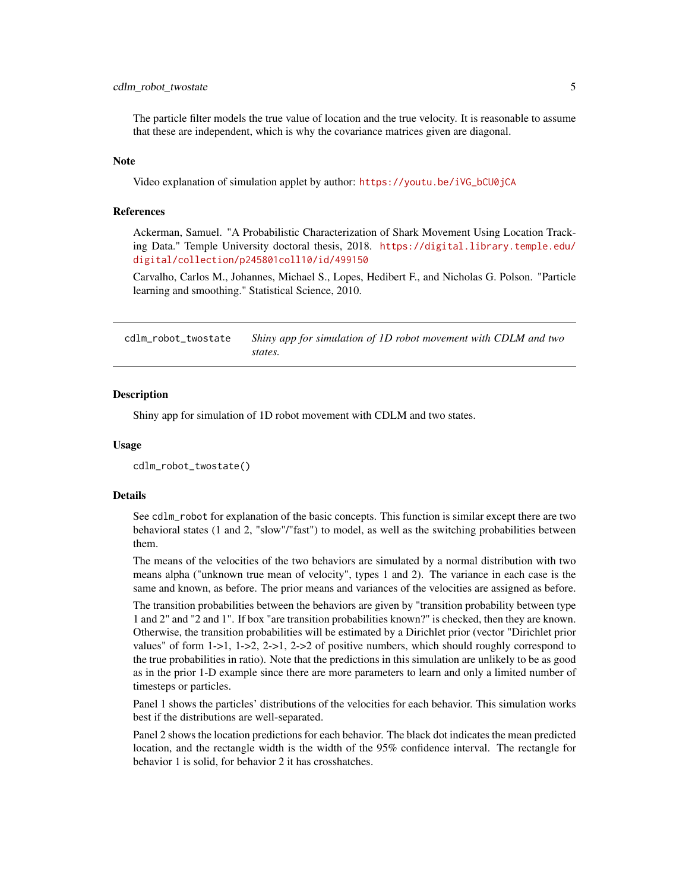The particle filter models the true value of location and the true velocity. It is reasonable to assume that these are independent, which is why the covariance matrices given are diagonal.

### Note

Video explanation of simulation applet by author: https://youtu.be/iVG_bCU0jCA

### References

Ackerman, Samuel. "A Probabilistic Characterization of Shark Movement Using Location Tracking Data." Temple University doctoral thesis, 2018. https://digital.library.temple.edu/digital/collection/p245801coll10/id/499150

Carvalho, Carlos M., Johannes, Michael S., Lopes, Hedibert F., and Nicholas G. Polson. "Particle learning and smoothing." Statistical Science, 2010.

---

## cdlm_robot_twostate — *Shiny app for simulation of 1D robot movement with CDLM and two states.*

### Description

Shiny app for simulation of 1D robot movement with CDLM and two states.

### Usage

```
cdlm_robot_twostate()
```

### Details

See `cdlm_robot` for explanation of the basic concepts. This function is similar except there are two behavioral states (1 and 2, "slow"/"fast") to model, as well as the switching probabilities between them.

The means of the velocities of the two behaviors are simulated by a normal distribution with two means alpha ("unknown true mean of velocity", types 1 and 2). The variance in each case is the same and known, as before. The prior means and variances of the velocities are assigned as before.

The transition probabilities between the behaviors are given by "transition probability between type 1 and 2" and "2 and 1". If box "are transition probabilities known?" is checked, then they are known. Otherwise, the transition probabilities will be estimated by a Dirichlet prior (vector "Dirichlet prior values" of form 1->1, 1->2, 2->1, 2->2 of positive numbers, which should roughly correspond to the true probabilities in ratio). Note that the predictions in this simulation are unlikely to be as good as in the prior 1-D example since there are more parameters to learn and only a limited number of timesteps or particles.

Panel 1 shows the particles' distributions of the velocities for each behavior. This simulation works best if the distributions are well-separated.

Panel 2 shows the location predictions for each behavior. The black dot indicates the mean predicted location, and the rectangle width is the width of the 95% confidence interval. The rectangle for behavior 1 is solid, for behavior 2 it has crosshatches.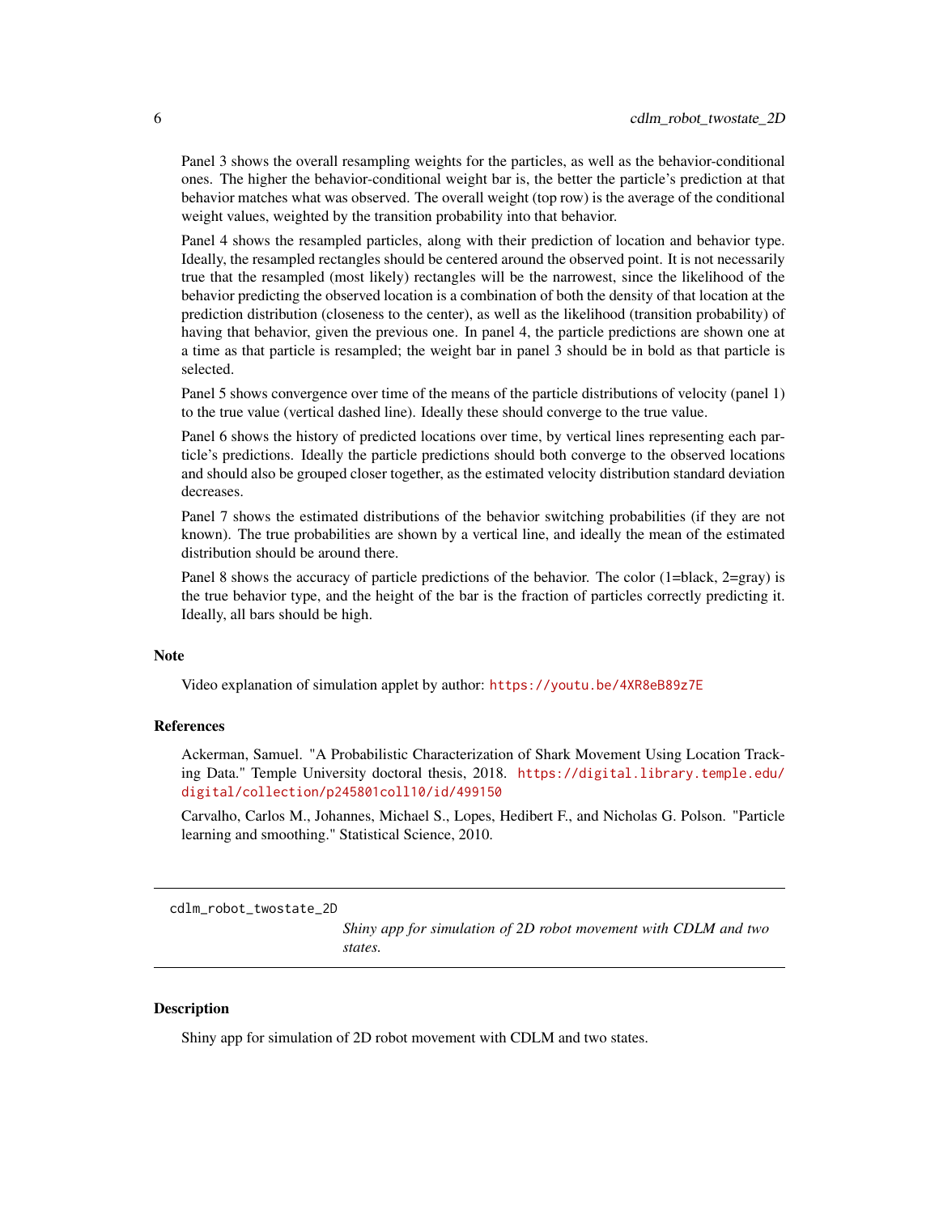Panel 3 shows the overall resampling weights for the particles, as well as the behavior-conditional ones. The higher the behavior-conditional weight bar is, the better the particle's prediction at that behavior matches what was observed. The overall weight (top row) is the average of the conditional weight values, weighted by the transition probability into that behavior.

Panel 4 shows the resampled particles, along with their prediction of location and behavior type. Ideally, the resampled rectangles should be centered around the observed point. It is not necessarily true that the resampled (most likely) rectangles will be the narrowest, since the likelihood of the behavior predicting the observed location is a combination of both the density of that location at the prediction distribution (closeness to the center), as well as the likelihood (transition probability) of having that behavior, given the previous one. In panel 4, the particle predictions are shown one at a time as that particle is resampled; the weight bar in panel 3 should be in bold as that particle is selected.

Panel 5 shows convergence over time of the means of the particle distributions of velocity (panel 1) to the true value (vertical dashed line). Ideally these should converge to the true value.

Panel 6 shows the history of predicted locations over time, by vertical lines representing each particle's predictions. Ideally the particle predictions should both converge to the observed locations and should also be grouped closer together, as the estimated velocity distribution standard deviation decreases.

Panel 7 shows the estimated distributions of the behavior switching probabilities (if they are not known). The true probabilities are shown by a vertical line, and ideally the mean of the estimated distribution should be around there.

Panel 8 shows the accuracy of particle predictions of the behavior. The color (1=black, 2=gray) is the true behavior type, and the height of the bar is the fraction of particles correctly predicting it. Ideally, all bars should be high.

### Note

Video explanation of simulation applet by author: https://youtu.be/4XR8eB89z7E

### References

Ackerman, Samuel. "A Probabilistic Characterization of Shark Movement Using Location Tracking Data." Temple University doctoral thesis, 2018. https://digital.library.temple.edu/digital/collection/p245801coll10/id/499150

Carvalho, Carlos M., Johannes, Michael S., Lopes, Hedibert F., and Nicholas G. Polson. "Particle learning and smoothing." Statistical Science, 2010.

---

## cdlm_robot_twostate_2D

*Shiny app for simulation of 2D robot movement with CDLM and two states.*

---

### Description

Shiny app for simulation of 2D robot movement with CDLM and two states.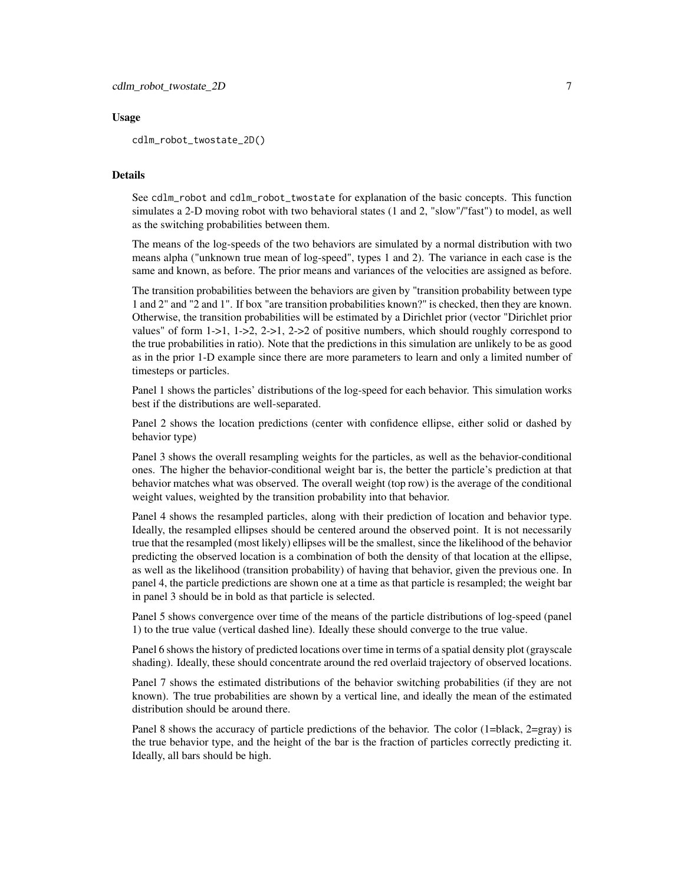## Usage

```
cdlm_robot_twostate_2D()
```

## Details

See `cdlm_robot` and `cdlm_robot_twostate` for explanation of the basic concepts. This function simulates a 2-D moving robot with two behavioral states (1 and 2, "slow"/"fast") to model, as well as the switching probabilities between them.

The means of the log-speeds of the two behaviors are simulated by a normal distribution with two means alpha ("unknown true mean of log-speed", types 1 and 2). The variance in each case is the same and known, as before. The prior means and variances of the velocities are assigned as before.

The transition probabilities between the behaviors are given by "transition probability between type 1 and 2" and "2 and 1". If box "are transition probabilities known?" is checked, then they are known. Otherwise, the transition probabilities will be estimated by a Dirichlet prior (vector "Dirichlet prior values" of form 1->1, 1->2, 2->1, 2->2 of positive numbers, which should roughly correspond to the true probabilities in ratio). Note that the predictions in this simulation are unlikely to be as good as in the prior 1-D example since there are more parameters to learn and only a limited number of timesteps or particles.

Panel 1 shows the particles' distributions of the log-speed for each behavior. This simulation works best if the distributions are well-separated.

Panel 2 shows the location predictions (center with confidence ellipse, either solid or dashed by behavior type)

Panel 3 shows the overall resampling weights for the particles, as well as the behavior-conditional ones. The higher the behavior-conditional weight bar is, the better the particle's prediction at that behavior matches what was observed. The overall weight (top row) is the average of the conditional weight values, weighted by the transition probability into that behavior.

Panel 4 shows the resampled particles, along with their prediction of location and behavior type. Ideally, the resampled ellipses should be centered around the observed point. It is not necessarily true that the resampled (most likely) ellipses will be the smallest, since the likelihood of the behavior predicting the observed location is a combination of both the density of that location at the ellipse, as well as the likelihood (transition probability) of having that behavior, given the previous one. In panel 4, the particle predictions are shown one at a time as that particle is resampled; the weight bar in panel 3 should be in bold as that particle is selected.

Panel 5 shows convergence over time of the means of the particle distributions of log-speed (panel 1) to the true value (vertical dashed line). Ideally these should converge to the true value.

Panel 6 shows the history of predicted locations over time in terms of a spatial density plot (grayscale shading). Ideally, these should concentrate around the red overlaid trajectory of observed locations.

Panel 7 shows the estimated distributions of the behavior switching probabilities (if they are not known). The true probabilities are shown by a vertical line, and ideally the mean of the estimated distribution should be around there.

Panel 8 shows the accuracy of particle predictions of the behavior. The color (1=black, 2=gray) is the true behavior type, and the height of the bar is the fraction of particles correctly predicting it. Ideally, all bars should be high.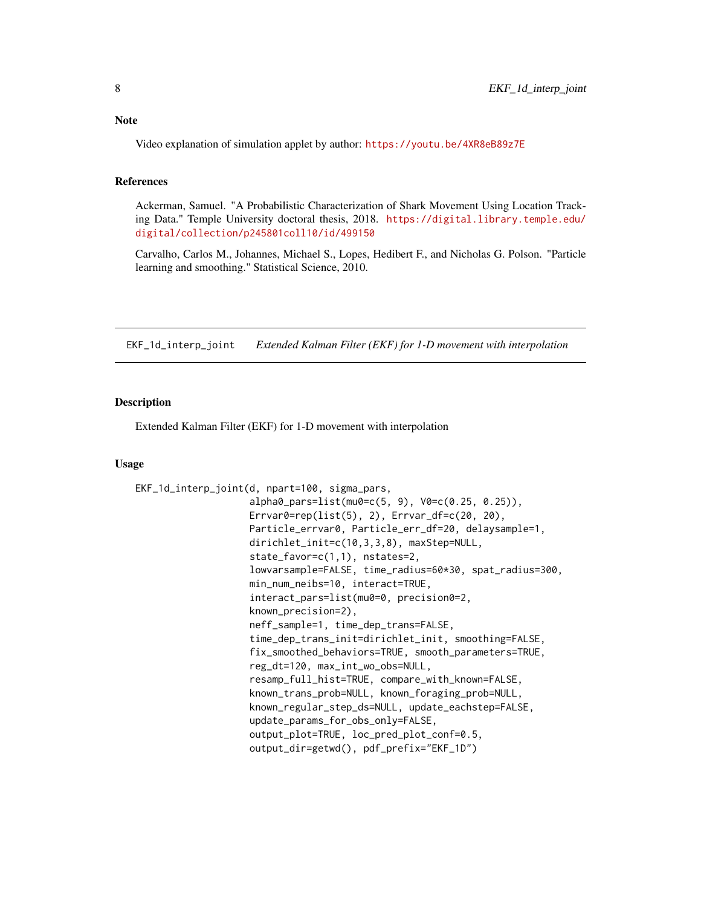## Note

Video explanation of simulation applet by author: https://youtu.be/4XR8eB89z7E

## References

Ackerman, Samuel. "A Probabilistic Characterization of Shark Movement Using Location Tracking Data." Temple University doctoral thesis, 2018. https://digital.library.temple.edu/digital/collection/p245801coll10/id/499150

Carvalho, Carlos M., Johannes, Michael S., Lopes, Hedibert F., and Nicholas G. Polson. "Particle learning and smoothing." Statistical Science, 2010.

---

# EKF_1d_interp_joint — *Extended Kalman Filter (EKF) for 1-D movement with interpolation*

## Description

Extended Kalman Filter (EKF) for 1-D movement with interpolation

## Usage

```
EKF_1d_interp_joint(d, npart=100, sigma_pars,
                    alpha0_pars=list(mu0=c(5, 9), V0=c(0.25, 0.25)),
                    Errvar0=rep(list(5), 2), Errvar_df=c(20, 20),
                    Particle_errvar0, Particle_err_df=20, delaysample=1,
                    dirichlet_init=c(10,3,3,8), maxStep=NULL,
                    state_favor=c(1,1), nstates=2,
                    lowvarsample=FALSE, time_radius=60*30, spat_radius=300,
                    min_num_neibs=10, interact=TRUE,
                    interact_pars=list(mu0=0, precision0=2,
                    known_precision=2),
                    neff_sample=1, time_dep_trans=FALSE,
                    time_dep_trans_init=dirichlet_init, smoothing=FALSE,
                    fix_smoothed_behaviors=TRUE, smooth_parameters=TRUE,
                    reg_dt=120, max_int_wo_obs=NULL,
                    resamp_full_hist=TRUE, compare_with_known=FALSE,
                    known_trans_prob=NULL, known_foraging_prob=NULL,
                    known_regular_step_ds=NULL, update_eachstep=FALSE,
                    update_params_for_obs_only=FALSE,
                    output_plot=TRUE, loc_pred_plot_conf=0.5,
                    output_dir=getwd(), pdf_prefix="EKF_1D")
```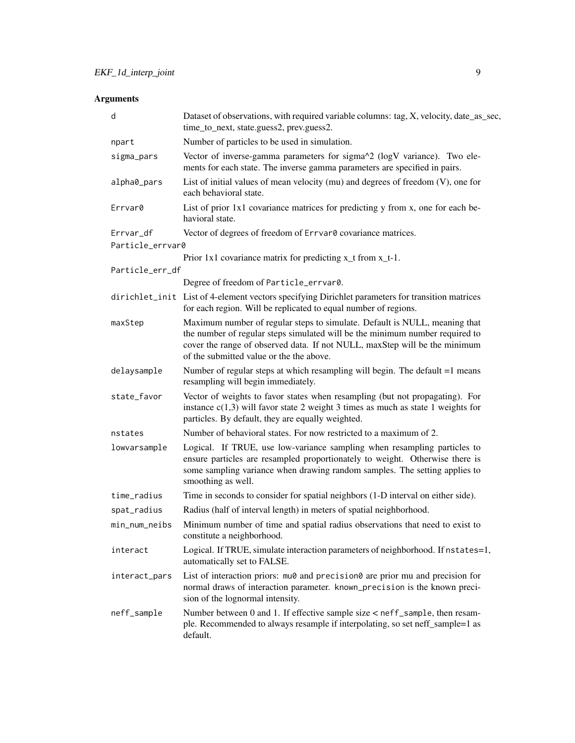## Arguments

| | |
|---|---|
| `d` | Dataset of observations, with required variable columns: tag, X, velocity, date_as_sec, time_to_next, state.guess2, prev.guess2. |
| `npart` | Number of particles to be used in simulation. |
| `sigma_pars` | Vector of inverse-gamma parameters for sigma^2 (logV variance). Two elements for each state. The inverse gamma parameters are specified in pairs. |
| `alpha0_pars` | List of initial values of mean velocity (mu) and degrees of freedom (V), one for each behavioral state. |
| `Errvar0` | List of prior 1x1 covariance matrices for predicting y from x, one for each behavioral state. |
| `Errvar_df` | Vector of degrees of freedom of `Errvar0` covariance matrices. |
| `Particle_errvar0` | Prior 1x1 covariance matrix for predicting x_t from x_t-1. |
| `Particle_err_df` | Degree of freedom of `Particle_errvar0`. |
| `dirichlet_init` | List of 4-element vectors specifying Dirichlet parameters for transition matrices for each region. Will be replicated to equal number of regions. |
| `maxStep` | Maximum number of regular steps to simulate. Default is NULL, meaning that the number of regular steps simulated will be the minimum number required to cover the range of observed data. If not NULL, maxStep will be the minimum of the submitted value or the the above. |
| `delaysample` | Number of regular steps at which resampling will begin. The default =1 means resampling will begin immediately. |
| `state_favor` | Vector of weights to favor states when resampling (but not propagating). For instance c(1,3) will favor state 2 weight 3 times as much as state 1 weights for particles. By default, they are equally weighted. |
| `nstates` | Number of behavioral states. For now restricted to a maximum of 2. |
| `lowvarsample` | Logical. If TRUE, use low-variance sampling when resampling particles to ensure particles are resampled proportionately to weight. Otherwise there is some sampling variance when drawing random samples. The setting applies to smoothing as well. |
| `time_radius` | Time in seconds to consider for spatial neighbors (1-D interval on either side). |
| `spat_radius` | Radius (half of interval length) in meters of spatial neighborhood. |
| `min_num_neibs` | Minimum number of time and spatial radius observations that need to exist to constitute a neighborhood. |
| `interact` | Logical. If TRUE, simulate interaction parameters of neighborhood. If `nstates=1`, automatically set to FALSE. |
| `interact_pars` | List of interaction priors: `mu0` and `precision0` are prior mu and precision for normal draws of interaction parameter. `known_precision` is the known precision of the lognormal intensity. |
| `neff_sample` | Number between 0 and 1. If effective sample size < `neff_sample`, then resample. Recommended to always resample if interpolating, so set neff_sample=1 as default. |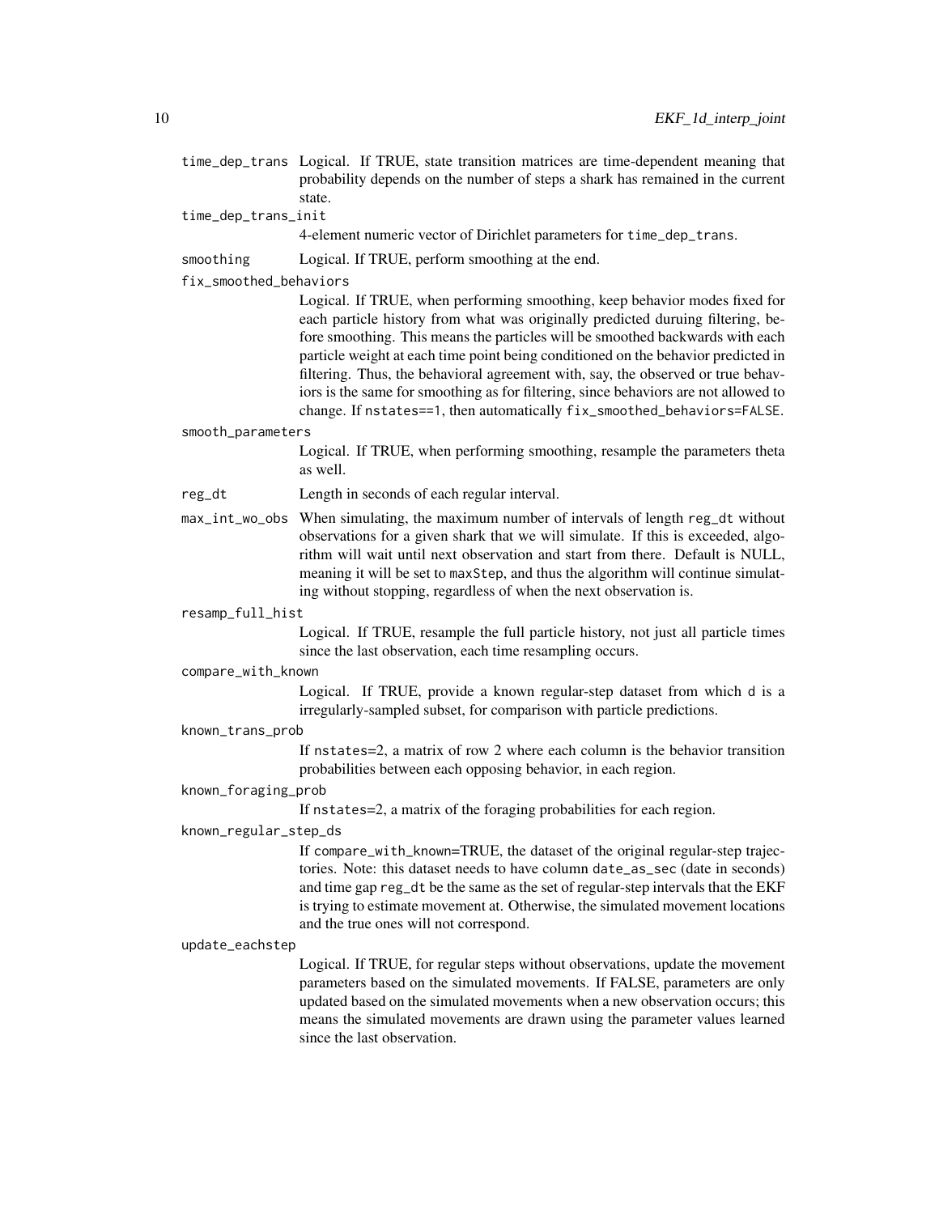`time_dep_trans` Logical. If TRUE, state transition matrices are time-dependent meaning that probability depends on the number of steps a shark has remained in the current state.

`time_dep_trans_init`
4-element numeric vector of Dirichlet parameters for `time_dep_trans`.

`smoothing` Logical. If TRUE, perform smoothing at the end.

`fix_smoothed_behaviors`
Logical. If TRUE, when performing smoothing, keep behavior modes fixed for each particle history from what was originally predicted duruing filtering, before smoothing. This means the particles will be smoothed backwards with each particle weight at each time point being conditioned on the behavior predicted in filtering. Thus, the behavioral agreement with, say, the observed or true behaviors is the same for smoothing as for filtering, since behaviors are not allowed to change. If `nstates==1`, then automatically `fix_smoothed_behaviors=FALSE`.

`smooth_parameters`
Logical. If TRUE, when performing smoothing, resample the parameters theta as well.

`reg_dt` Length in seconds of each regular interval.

`max_int_wo_obs` When simulating, the maximum number of intervals of length `reg_dt` without observations for a given shark that we will simulate. If this is exceeded, algorithm will wait until next observation and start from there. Default is NULL, meaning it will be set to `maxStep`, and thus the algorithm will continue simulating without stopping, regardless of when the next observation is.

`resamp_full_hist`
Logical. If TRUE, resample the full particle history, not just all particle times since the last observation, each time resampling occurs.

`compare_with_known`
Logical. If TRUE, provide a known regular-step dataset from which `d` is a irregularly-sampled subset, for comparison with particle predictions.

`known_trans_prob`
If `nstates=2`, a matrix of row 2 where each column is the behavior transition probabilities between each opposing behavior, in each region.

`known_foraging_prob`
If `nstates=2`, a matrix of the foraging probabilities for each region.

`known_regular_step_ds`
If `compare_with_known=TRUE`, the dataset of the original regular-step trajectories. Note: this dataset needs to have column `date_as_sec` (date in seconds) and time gap `reg_dt` be the same as the set of regular-step intervals that the EKF is trying to estimate movement at. Otherwise, the simulated movement locations and the true ones will not correspond.

`update_eachstep`
Logical. If TRUE, for regular steps without observations, update the movement parameters based on the simulated movements. If FALSE, parameters are only updated based on the simulated movements when a new observation occurs; this means the simulated movements are drawn using the parameter values learned since the last observation.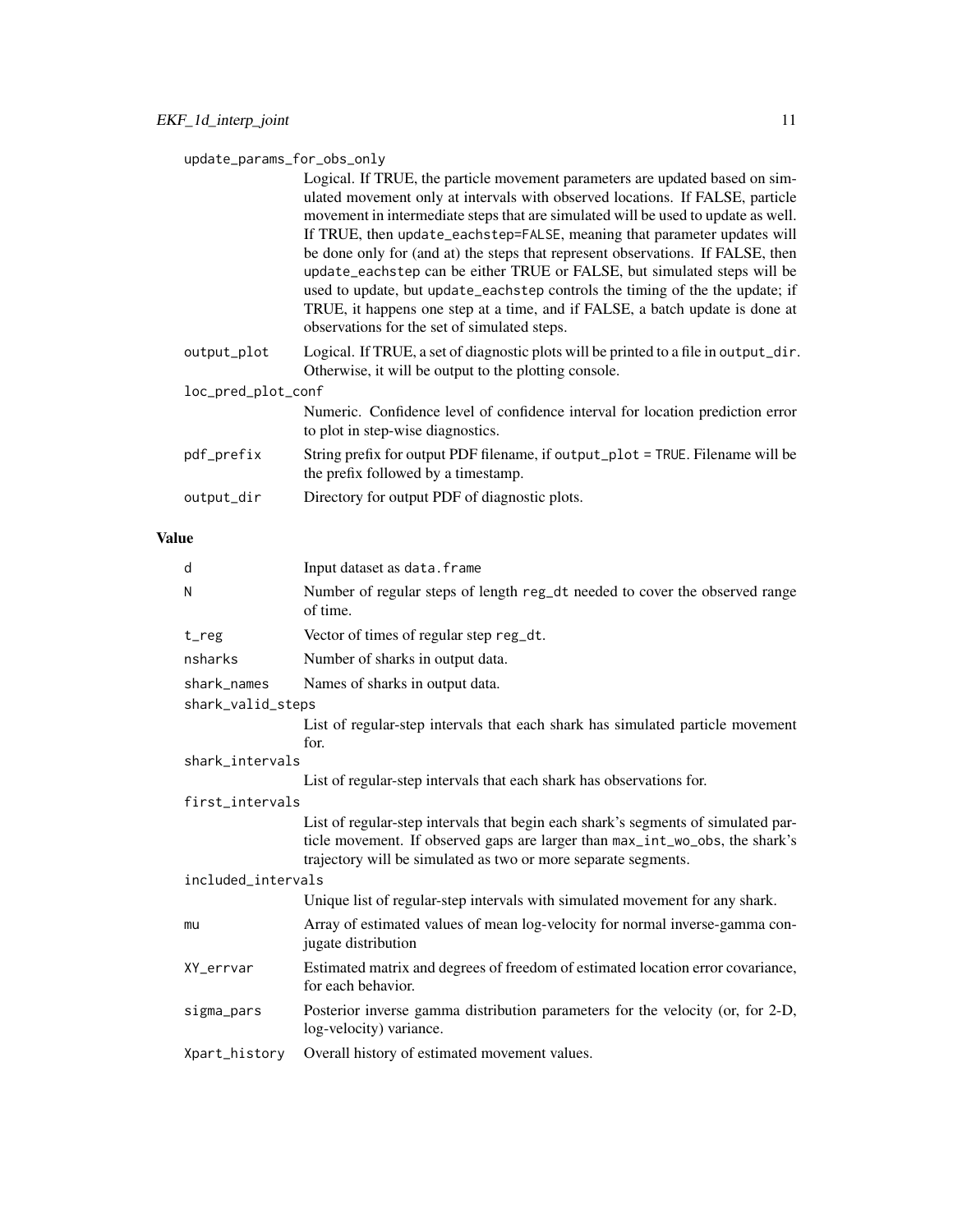update_params_for_obs_only
: Logical. If TRUE, the particle movement parameters are updated based on simulated movement only at intervals with observed locations. If FALSE, particle movement in intermediate steps that are simulated will be used to update as well. If TRUE, then `update_eachstep=FALSE`, meaning that parameter updates will be done only for (and at) the steps that represent observations. If FALSE, then `update_eachstep` can be either TRUE or FALSE, but simulated steps will be used to update, but `update_eachstep` controls the timing of the the update; if TRUE, it happens one step at a time, and if FALSE, a batch update is done at observations for the set of simulated steps.

output_plot
: Logical. If TRUE, a set of diagnostic plots will be printed to a file in `output_dir`. Otherwise, it will be output to the plotting console.

loc_pred_plot_conf
: Numeric. Confidence level of confidence interval for location prediction error to plot in step-wise diagnostics.

pdf_prefix
: String prefix for output PDF filename, if `output_plot = TRUE`. Filename will be the prefix followed by a timestamp.

output_dir
: Directory for output PDF of diagnostic plots.

## Value

d
: Input dataset as `data.frame`

N
: Number of regular steps of length `reg_dt` needed to cover the observed range of time.

t_reg
: Vector of times of regular step `reg_dt`.

nsharks
: Number of sharks in output data.

shark_names
: Names of sharks in output data.

shark_valid_steps
: List of regular-step intervals that each shark has simulated particle movement for.

shark_intervals
: List of regular-step intervals that each shark has observations for.

first_intervals
: List of regular-step intervals that begin each shark's segments of simulated particle movement. If observed gaps are larger than `max_int_wo_obs`, the shark's trajectory will be simulated as two or more separate segments.

included_intervals
: Unique list of regular-step intervals with simulated movement for any shark.

mu
: Array of estimated values of mean log-velocity for normal inverse-gamma conjugate distribution

XY_errvar
: Estimated matrix and degrees of freedom of estimated location error covariance, for each behavior.

sigma_pars
: Posterior inverse gamma distribution parameters for the velocity (or, for 2-D, log-velocity) variance.

Xpart_history
: Overall history of estimated movement values.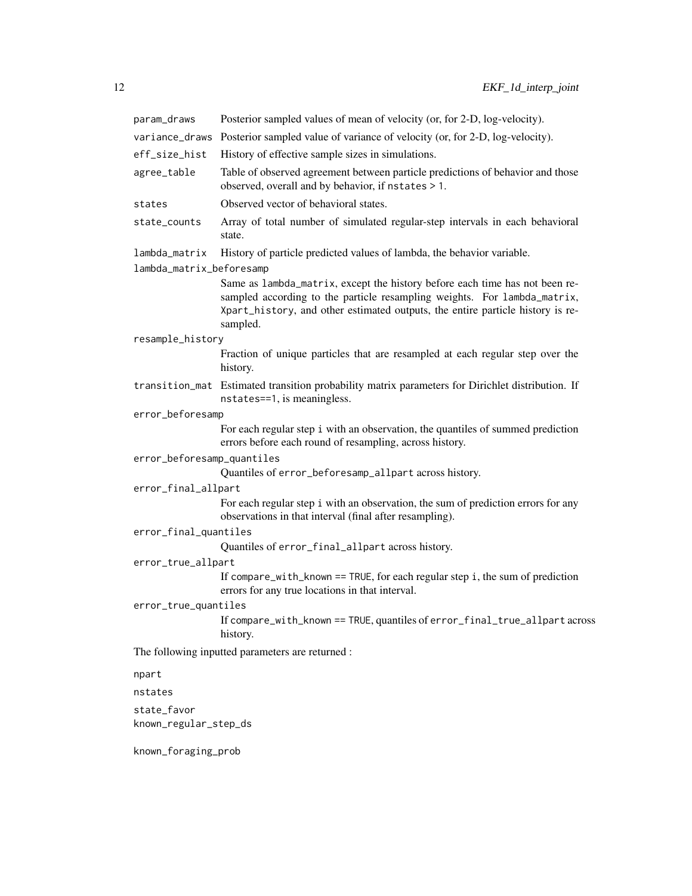param_draws
: Posterior sampled values of mean of velocity (or, for 2-D, log-velocity).

variance_draws
: Posterior sampled value of variance of velocity (or, for 2-D, log-velocity).

eff_size_hist
: History of effective sample sizes in simulations.

agree_table
: Table of observed agreement between particle predictions of behavior and those observed, overall and by behavior, if `nstates > 1`.

states
: Observed vector of behavioral states.

state_counts
: Array of total number of simulated regular-step intervals in each behavioral state.

lambda_matrix
: History of particle predicted values of lambda, the behavior variable.

lambda_matrix_beforesamp
: Same as `lambda_matrix`, except the history before each time has not been resampled according to the particle resampling weights. For `lambda_matrix`, `Xpart_history`, and other estimated outputs, the entire particle history is resampled.

resample_history
: Fraction of unique particles that are resampled at each regular step over the history.

transition_mat
: Estimated transition probability matrix parameters for Dirichlet distribution. If `nstates==1`, is meaningless.

error_beforesamp
: For each regular step `i` with an observation, the quantiles of summed prediction errors before each round of resampling, across history.

error_beforesamp_quantiles
: Quantiles of `error_beforesamp_allpart` across history.

error_final_allpart
: For each regular step `i` with an observation, the sum of prediction errors for any observations in that interval (final after resampling).

error_final_quantiles
: Quantiles of `error_final_allpart` across history.

error_true_allpart
: If `compare_with_known == TRUE`, for each regular step `i`, the sum of prediction errors for any true locations in that interval.

error_true_quantiles
: If `compare_with_known == TRUE`, quantiles of `error_final_true_allpart` across history.

The following inputted parameters are returned :

npart

nstates

state_favor

known_regular_step_ds

known_foraging_prob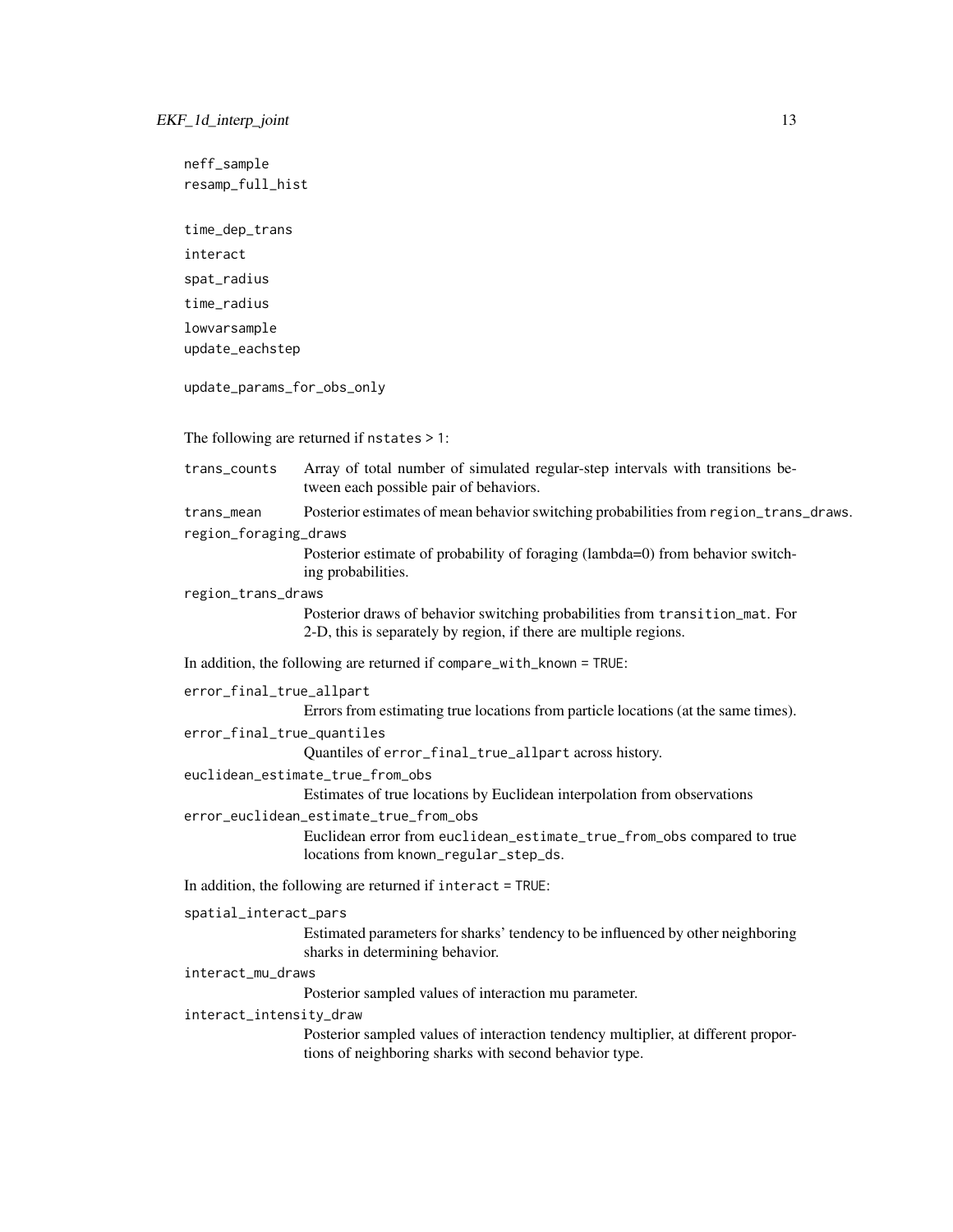neff_sample
resamp_full_hist

time_dep_trans
interact
spat_radius
time_radius
lowvarsample
update_eachstep

update_params_for_obs_only

The following are returned if nstates > 1:

trans_counts
: Array of total number of simulated regular-step intervals with transitions between each possible pair of behaviors.

trans_mean
: Posterior estimates of mean behavior switching probabilities from region_trans_draws.

region_foraging_draws
: Posterior estimate of probability of foraging (lambda=0) from behavior switching probabilities.

region_trans_draws
: Posterior draws of behavior switching probabilities from transition_mat. For 2-D, this is separately by region, if there are multiple regions.

In addition, the following are returned if compare_with_known = TRUE:

error_final_true_allpart
: Errors from estimating true locations from particle locations (at the same times).

error_final_true_quantiles
: Quantiles of error_final_true_allpart across history.

euclidean_estimate_true_from_obs
: Estimates of true locations by Euclidean interpolation from observations

error_euclidean_estimate_true_from_obs
: Euclidean error from euclidean_estimate_true_from_obs compared to true locations from known_regular_step_ds.

In addition, the following are returned if interact = TRUE:

spatial_interact_pars
: Estimated parameters for sharks' tendency to be influenced by other neighboring sharks in determining behavior.

interact_mu_draws
: Posterior sampled values of interaction mu parameter.

interact_intensity_draw
: Posterior sampled values of interaction tendency multiplier, at different proportions of neighboring sharks with second behavior type.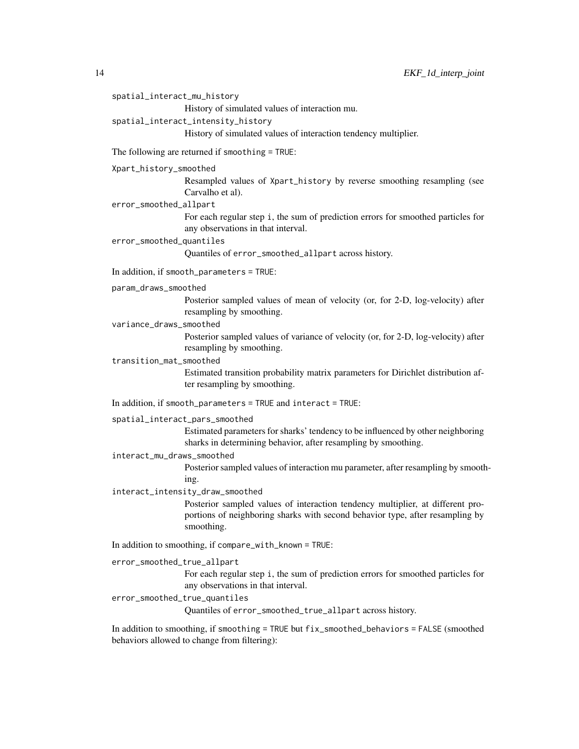`spatial_interact_mu_history`
: History of simulated values of interaction mu.

`spatial_interact_intensity_history`
: History of simulated values of interaction tendency multiplier.

The following are returned if `smoothing = TRUE`:

`Xpart_history_smoothed`
: Resampled values of `Xpart_history` by reverse smoothing resampling (see Carvalho et al).

`error_smoothed_allpart`
: For each regular step `i`, the sum of prediction errors for smoothed particles for any observations in that interval.

`error_smoothed_quantiles`
: Quantiles of `error_smoothed_allpart` across history.

In addition, if `smooth_parameters = TRUE`:

`param_draws_smoothed`
: Posterior sampled values of mean of velocity (or, for 2-D, log-velocity) after resampling by smoothing.

`variance_draws_smoothed`
: Posterior sampled values of variance of velocity (or, for 2-D, log-velocity) after resampling by smoothing.

`transition_mat_smoothed`
: Estimated transition probability matrix parameters for Dirichlet distribution after resampling by smoothing.

In addition, if `smooth_parameters = TRUE` and `interact = TRUE`:

`spatial_interact_pars_smoothed`
: Estimated parameters for sharks' tendency to be influenced by other neighboring sharks in determining behavior, after resampling by smoothing.

`interact_mu_draws_smoothed`
: Posterior sampled values of interaction mu parameter, after resampling by smoothing.

`interact_intensity_draw_smoothed`
: Posterior sampled values of interaction tendency multiplier, at different proportions of neighboring sharks with second behavior type, after resampling by smoothing.

In addition to smoothing, if `compare_with_known = TRUE`:

`error_smoothed_true_allpart`
: For each regular step `i`, the sum of prediction errors for smoothed particles for any observations in that interval.

`error_smoothed_true_quantiles`
: Quantiles of `error_smoothed_true_allpart` across history.

In addition to smoothing, if `smoothing = TRUE` but `fix_smoothed_behaviors = FALSE` (smoothed behaviors allowed to change from filtering):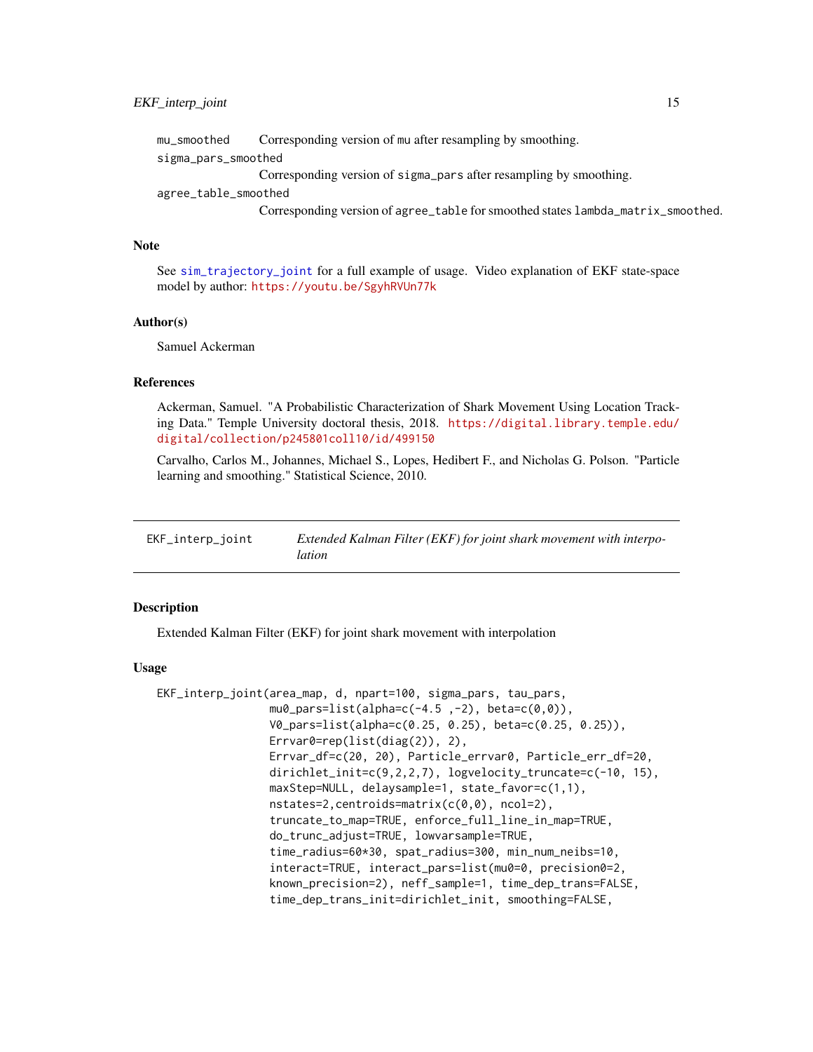mu_smoothed Corresponding version of mu after resampling by smoothing.

sigma_pars_smoothed
Corresponding version of sigma_pars after resampling by smoothing.

agree_table_smoothed
Corresponding version of agree_table for smoothed states lambda_matrix_smoothed.

### Note

See sim_trajectory_joint for a full example of usage. Video explanation of EKF state-space model by author: https://youtu.be/SgyhRVUn77k

### Author(s)

Samuel Ackerman

### References

Ackerman, Samuel. "A Probabilistic Characterization of Shark Movement Using Location Tracking Data." Temple University doctoral thesis, 2018. https://digital.library.temple.edu/digital/collection/p245801coll10/id/499150

Carvalho, Carlos M., Johannes, Michael S., Lopes, Hedibert F., and Nicholas G. Polson. "Particle learning and smoothing." Statistical Science, 2010.

---

## EKF_interp_joint — *Extended Kalman Filter (EKF) for joint shark movement with interpolation*

### Description

Extended Kalman Filter (EKF) for joint shark movement with interpolation

### Usage

```
EKF_interp_joint(area_map, d, npart=100, sigma_pars, tau_pars,
                 mu0_pars=list(alpha=c(-4.5 ,-2), beta=c(0,0)),
                 V0_pars=list(alpha=c(0.25, 0.25), beta=c(0.25, 0.25)),
                 Errvar0=rep(list(diag(2)), 2),
                 Errvar_df=c(20, 20), Particle_errvar0, Particle_err_df=20,
                 dirichlet_init=c(9,2,2,7), logvelocity_truncate=c(-10, 15),
                 maxStep=NULL, delaysample=1, state_favor=c(1,1),
                 nstates=2,centroids=matrix(c(0,0), ncol=2),
                 truncate_to_map=TRUE, enforce_full_line_in_map=TRUE,
                 do_trunc_adjust=TRUE, lowvarsample=TRUE,
                 time_radius=60*30, spat_radius=300, min_num_neibs=10,
                 interact=TRUE, interact_pars=list(mu0=0, precision0=2,
                 known_precision=2), neff_sample=1, time_dep_trans=FALSE,
                 time_dep_trans_init=dirichlet_init, smoothing=FALSE,
```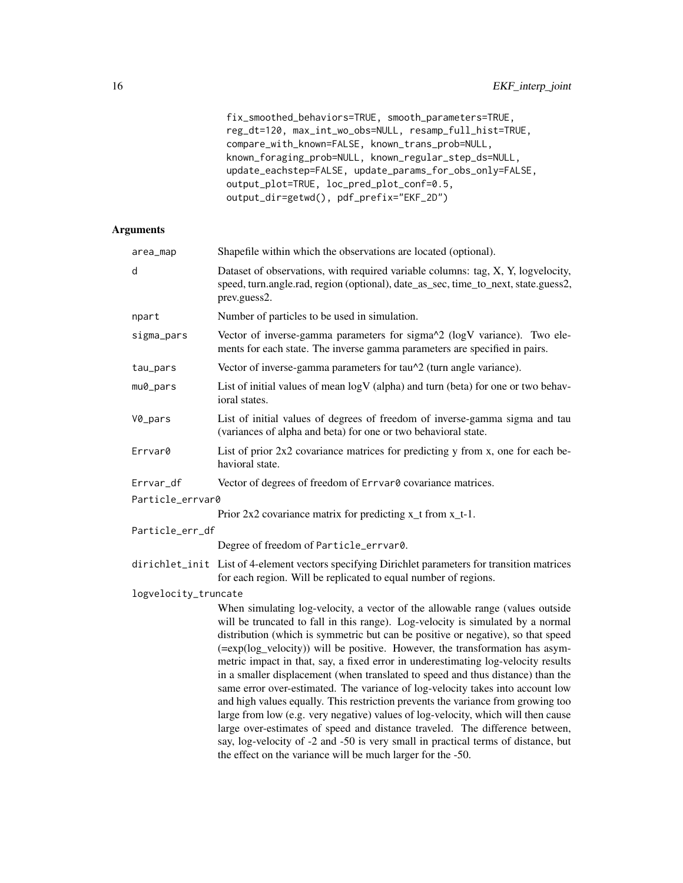```
fix_smoothed_behaviors=TRUE, smooth_parameters=TRUE,
reg_dt=120, max_int_wo_obs=NULL, resamp_full_hist=TRUE,
compare_with_known=FALSE, known_trans_prob=NULL,
known_foraging_prob=NULL, known_regular_step_ds=NULL,
update_eachstep=FALSE, update_params_for_obs_only=FALSE,
output_plot=TRUE, loc_pred_plot_conf=0.5,
output_dir=getwd(), pdf_prefix="EKF_2D")
```

## Arguments

| | |
|---|---|
| area_map | Shapefile within which the observations are located (optional). |
| d | Dataset of observations, with required variable columns: tag, X, Y, logvelocity, speed, turn.angle.rad, region (optional), date_as_sec, time_to_next, state.guess2, prev.guess2. |
| npart | Number of particles to be used in simulation. |
| sigma_pars | Vector of inverse-gamma parameters for sigma^2 (logV variance). Two elements for each state. The inverse gamma parameters are specified in pairs. |
| tau_pars | Vector of inverse-gamma parameters for tau^2 (turn angle variance). |
| mu0_pars | List of initial values of mean logV (alpha) and turn (beta) for one or two behavioral states. |
| V0_pars | List of initial values of degrees of freedom of inverse-gamma sigma and tau (variances of alpha and beta) for one or two behavioral state. |
| Errvar0 | List of prior 2x2 covariance matrices for predicting y from x, one for each behavioral state. |
| Errvar_df | Vector of degrees of freedom of Errvar0 covariance matrices. |
| Particle_errvar0 | Prior 2x2 covariance matrix for predicting x_t from x_t-1. |
| Particle_err_df | Degree of freedom of Particle_errvar0. |
| dirichlet_init | List of 4-element vectors specifying Dirichlet parameters for transition matrices for each region. Will be replicated to equal number of regions. |
| logvelocity_truncate | When simulating log-velocity, a vector of the allowable range (values outside will be truncated to fall in this range). Log-velocity is simulated by a normal distribution (which is symmetric but can be positive or negative), so that speed (=exp(log_velocity)) will be positive. However, the transformation has asymmetric impact in that, say, a fixed error in underestimating log-velocity results in a smaller displacement (when translated to speed and thus distance) than the same error over-estimated. The variance of log-velocity takes into account low and high values equally. This restriction prevents the variance from growing too large from low (e.g. very negative) values of log-velocity, which will then cause large over-estimates of speed and distance traveled. The difference between, say, log-velocity of -2 and -50 is very small in practical terms of distance, but the effect on the variance will be much larger for the -50. |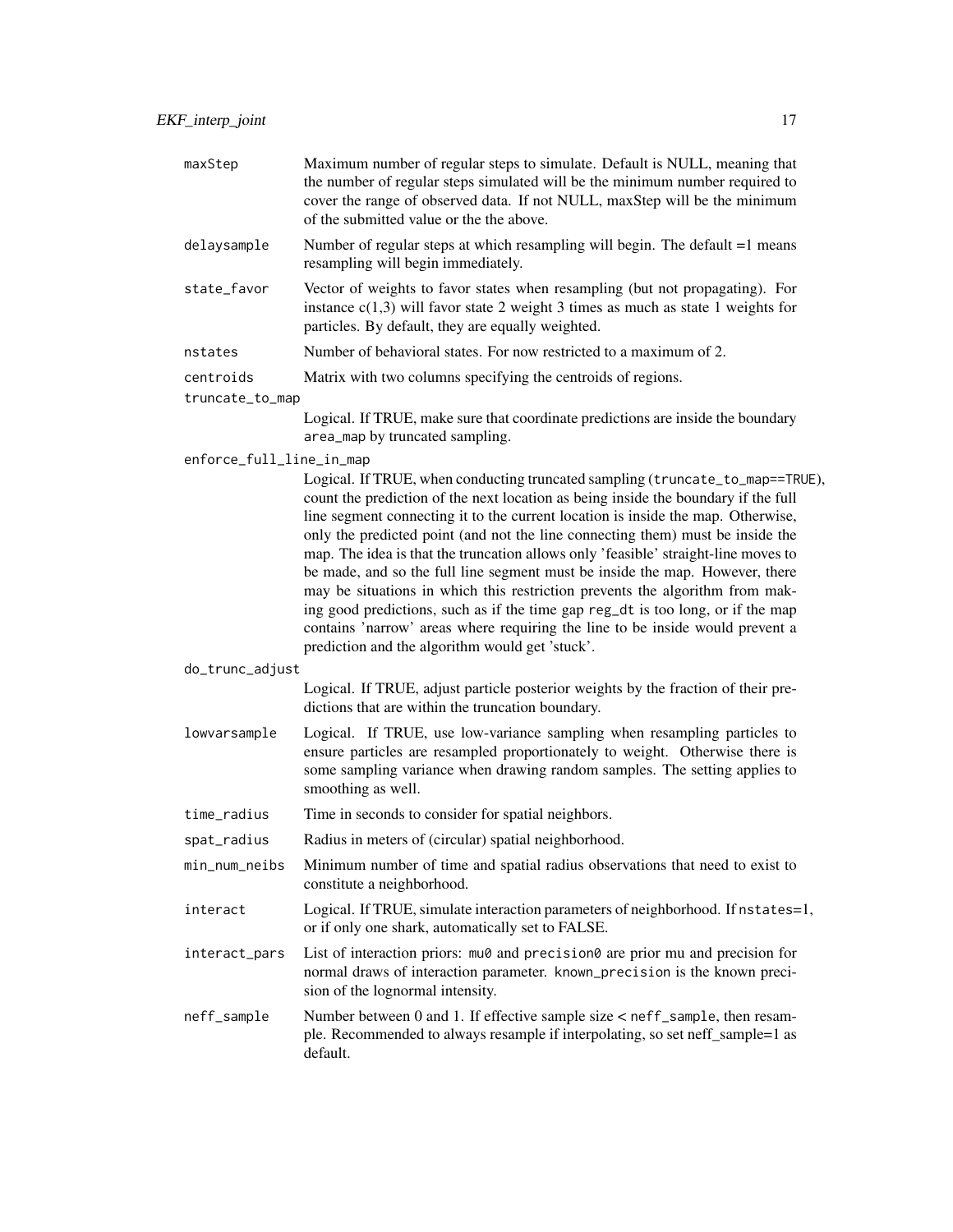**maxStep** Maximum number of regular steps to simulate. Default is NULL, meaning that the number of regular steps simulated will be the minimum number required to cover the range of observed data. If not NULL, maxStep will be the minimum of the submitted value or the the above.

**delaysample** Number of regular steps at which resampling will begin. The default =1 means resampling will begin immediately.

**state_favor** Vector of weights to favor states when resampling (but not propagating). For instance c(1,3) will favor state 2 weight 3 times as much as state 1 weights for particles. By default, they are equally weighted.

**nstates** Number of behavioral states. For now restricted to a maximum of 2.

**centroids** Matrix with two columns specifying the centroids of regions.

**truncate_to_map** Logical. If TRUE, make sure that coordinate predictions are inside the boundary `area_map` by truncated sampling.

**enforce_full_line_in_map** Logical. If TRUE, when conducting truncated sampling (`truncate_to_map==TRUE`), count the prediction of the next location as being inside the boundary if the full line segment connecting it to the current location is inside the map. Otherwise, only the predicted point (and not the line connecting them) must be inside the map. The idea is that the truncation allows only 'feasible' straight-line moves to be made, and so the full line segment must be inside the map. However, there may be situations in which this restriction prevents the algorithm from making good predictions, such as if the time gap `reg_dt` is too long, or if the map contains 'narrow' areas where requiring the line to be inside would prevent a prediction and the algorithm would get 'stuck'.

**do_trunc_adjust** Logical. If TRUE, adjust particle posterior weights by the fraction of their predictions that are within the truncation boundary.

**lowvarsample** Logical. If TRUE, use low-variance sampling when resampling particles to ensure particles are resampled proportionately to weight. Otherwise there is some sampling variance when drawing random samples. The setting applies to smoothing as well.

**time_radius** Time in seconds to consider for spatial neighbors.

**spat_radius** Radius in meters of (circular) spatial neighborhood.

**min_num_neibs** Minimum number of time and spatial radius observations that need to exist to constitute a neighborhood.

**interact** Logical. If TRUE, simulate interaction parameters of neighborhood. If `nstates=1`, or if only one shark, automatically set to FALSE.

**interact_pars** List of interaction priors: `mu0` and `precision0` are prior mu and precision for normal draws of interaction parameter. `known_precision` is the known precision of the lognormal intensity.

**neff_sample** Number between 0 and 1. If effective sample size < `neff_sample`, then resample. Recommended to always resample if interpolating, so set neff_sample=1 as default.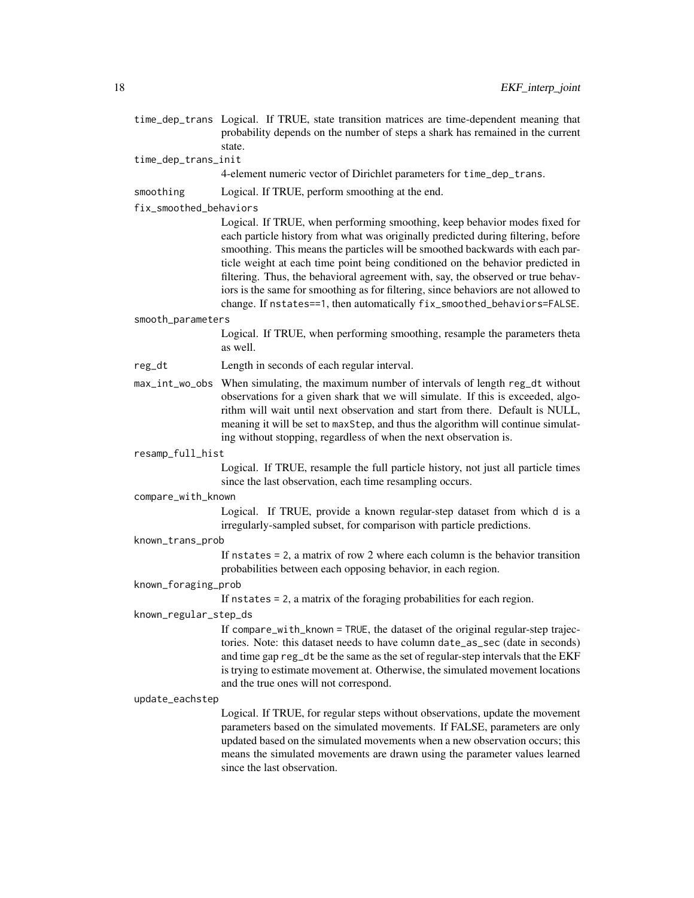`time_dep_trans` Logical. If TRUE, state transition matrices are time-dependent meaning that probability depends on the number of steps a shark has remained in the current state.

`time_dep_trans_init`
: 4-element numeric vector of Dirichlet parameters for `time_dep_trans`.

`smoothing` Logical. If TRUE, perform smoothing at the end.

`fix_smoothed_behaviors`
: Logical. If TRUE, when performing smoothing, keep behavior modes fixed for each particle history from what was originally predicted during filtering, before smoothing. This means the particles will be smoothed backwards with each particle weight at each time point being conditioned on the behavior predicted in filtering. Thus, the behavioral agreement with, say, the observed or true behaviors is the same for smoothing as for filtering, since behaviors are not allowed to change. If `nstates==1`, then automatically `fix_smoothed_behaviors=FALSE`.

`smooth_parameters`
: Logical. If TRUE, when performing smoothing, resample the parameters theta as well.

`reg_dt` Length in seconds of each regular interval.

`max_int_wo_obs` When simulating, the maximum number of intervals of length `reg_dt` without observations for a given shark that we will simulate. If this is exceeded, algorithm will wait until next observation and start from there. Default is NULL, meaning it will be set to `maxStep`, and thus the algorithm will continue simulating without stopping, regardless of when the next observation is.

`resamp_full_hist`
: Logical. If TRUE, resample the full particle history, not just all particle times since the last observation, each time resampling occurs.

`compare_with_known`
: Logical. If TRUE, provide a known regular-step dataset from which `d` is a irregularly-sampled subset, for comparison with particle predictions.

`known_trans_prob`
: If `nstates = 2`, a matrix of row 2 where each column is the behavior transition probabilities between each opposing behavior, in each region.

`known_foraging_prob`
: If `nstates = 2`, a matrix of the foraging probabilities for each region.

`known_regular_step_ds`
: If `compare_with_known = TRUE`, the dataset of the original regular-step trajectories. Note: this dataset needs to have column `date_as_sec` (date in seconds) and time gap `reg_dt` be the same as the set of regular-step intervals that the EKF is trying to estimate movement at. Otherwise, the simulated movement locations and the true ones will not correspond.

`update_eachstep`
: Logical. If TRUE, for regular steps without observations, update the movement parameters based on the simulated movements. If FALSE, parameters are only updated based on the simulated movements when a new observation occurs; this means the simulated movements are drawn using the parameter values learned since the last observation.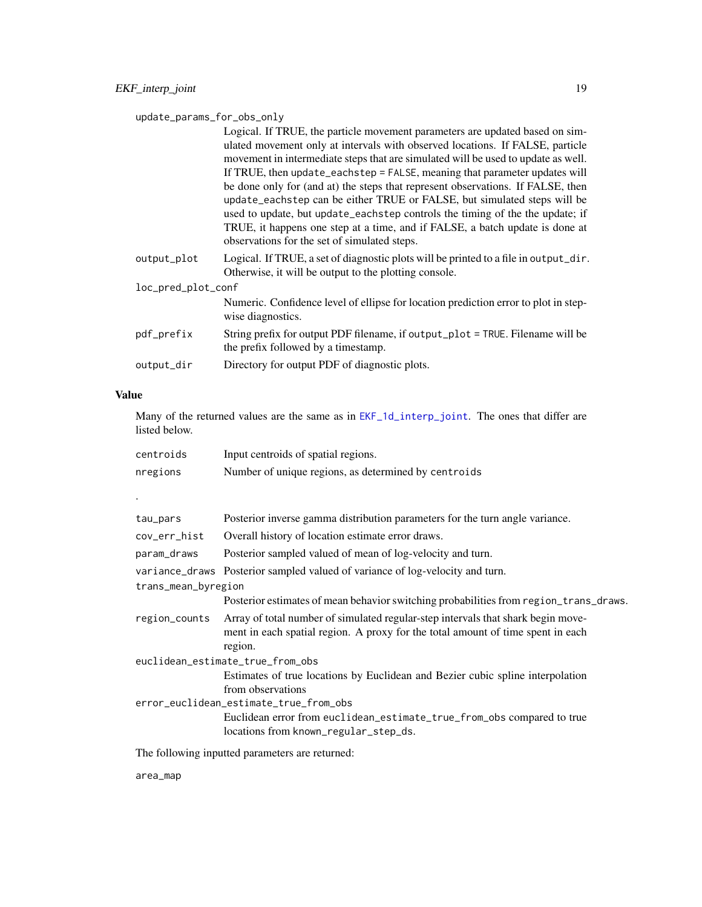`update_params_for_obs_only`
: Logical. If TRUE, the particle movement parameters are updated based on simulated movement only at intervals with observed locations. If FALSE, particle movement in intermediate steps that are simulated will be used to update as well. If TRUE, then `update_eachstep = FALSE`, meaning that parameter updates will be done only for (and at) the steps that represent observations. If FALSE, then `update_eachstep` can be either TRUE or FALSE, but simulated steps will be used to update, but `update_eachstep` controls the timing of the the update; if TRUE, it happens one step at a time, and if FALSE, a batch update is done at observations for the set of simulated steps.

`output_plot`
: Logical. If TRUE, a set of diagnostic plots will be printed to a file in `output_dir`. Otherwise, it will be output to the plotting console.

`loc_pred_plot_conf`
: Numeric. Confidence level of ellipse for location prediction error to plot in stepwise diagnostics.

`pdf_prefix`
: String prefix for output PDF filename, if `output_plot = TRUE`. Filename will be the prefix followed by a timestamp.

`output_dir`
: Directory for output PDF of diagnostic plots.

## Value

Many of the returned values are the same as in `EKF_1d_interp_joint`. The ones that differ are listed below.

`centroids`
: Input centroids of spatial regions.

`nregions`
: Number of unique regions, as determined by `centroids`

.

`tau_pars`
: Posterior inverse gamma distribution parameters for the turn angle variance.

`cov_err_hist`
: Overall history of location estimate error draws.

`param_draws`
: Posterior sampled valued of mean of log-velocity and turn.

`variance_draws`
: Posterior sampled valued of variance of log-velocity and turn.

`trans_mean_byregion`
: Posterior estimates of mean behavior switching probabilities from `region_trans_draws`.

`region_counts`
: Array of total number of simulated regular-step intervals that shark begin movement in each spatial region. A proxy for the total amount of time spent in each region.

`euclidean_estimate_true_from_obs`
: Estimates of true locations by Euclidean and Bezier cubic spline interpolation from observations

`error_euclidean_estimate_true_from_obs`
: Euclidean error from `euclidean_estimate_true_from_obs` compared to true locations from `known_regular_step_ds`.

The following inputted parameters are returned:

`area_map`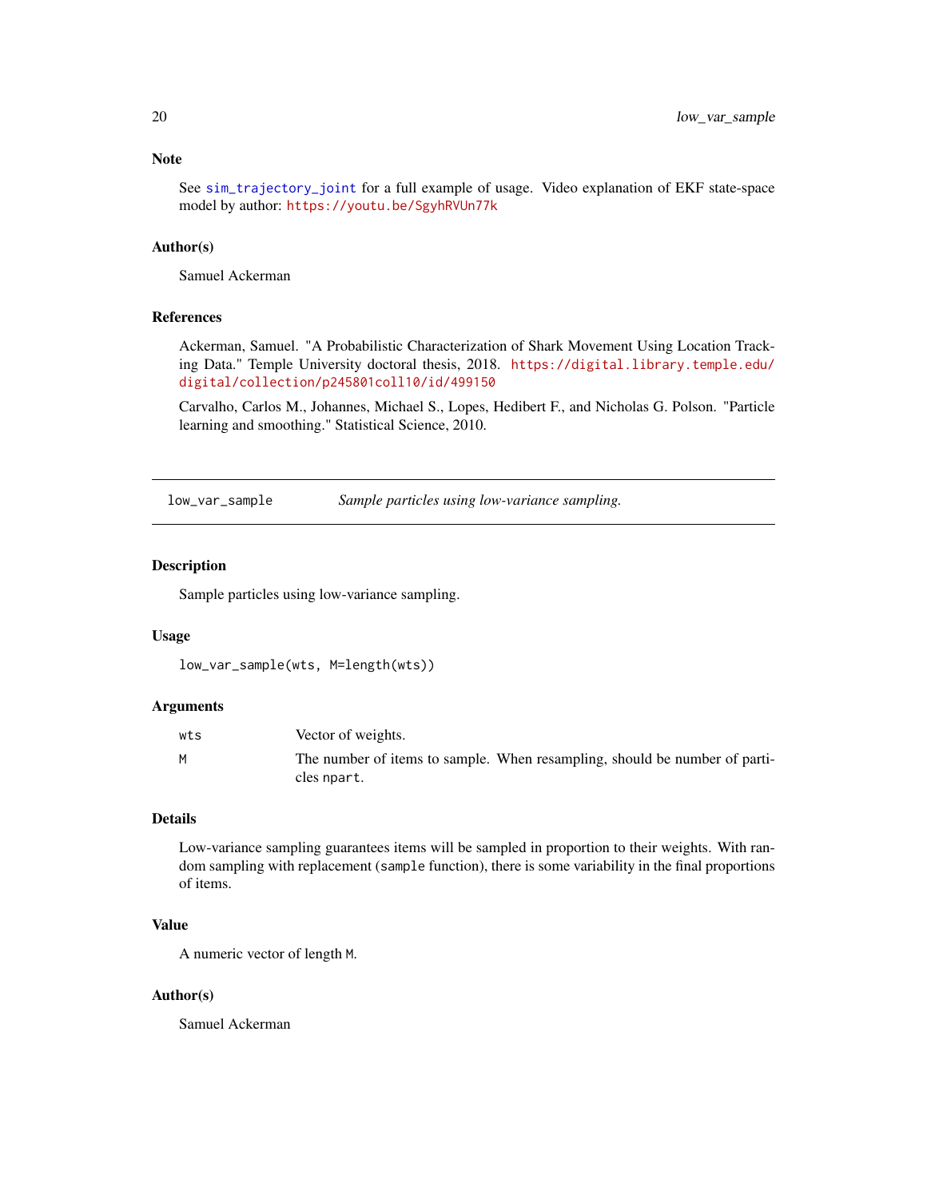## Note

See `sim_trajectory_joint` for a full example of usage. Video explanation of EKF state-space model by author: https://youtu.be/SgyhRVUn77k

## Author(s)

Samuel Ackerman

## References

Ackerman, Samuel. "A Probabilistic Characterization of Shark Movement Using Location Tracking Data." Temple University doctoral thesis, 2018. https://digital.library.temple.edu/digital/collection/p245801coll10/id/499150

Carvalho, Carlos M., Johannes, Michael S., Lopes, Hedibert F., and Nicholas G. Polson. "Particle learning and smoothing." Statistical Science, 2010.

---

# low_var_sample — *Sample particles using low-variance sampling.*

---

## Description

Sample particles using low-variance sampling.

## Usage

```
low_var_sample(wts, M=length(wts))
```

## Arguments

| | |
|---|---|
| `wts` | Vector of weights. |
| `M` | The number of items to sample. When resampling, should be number of particles `npart`. |

## Details

Low-variance sampling guarantees items will be sampled in proportion to their weights. With random sampling with replacement (`sample` function), there is some variability in the final proportions of items.

## Value

A numeric vector of length `M`.

## Author(s)

Samuel Ackerman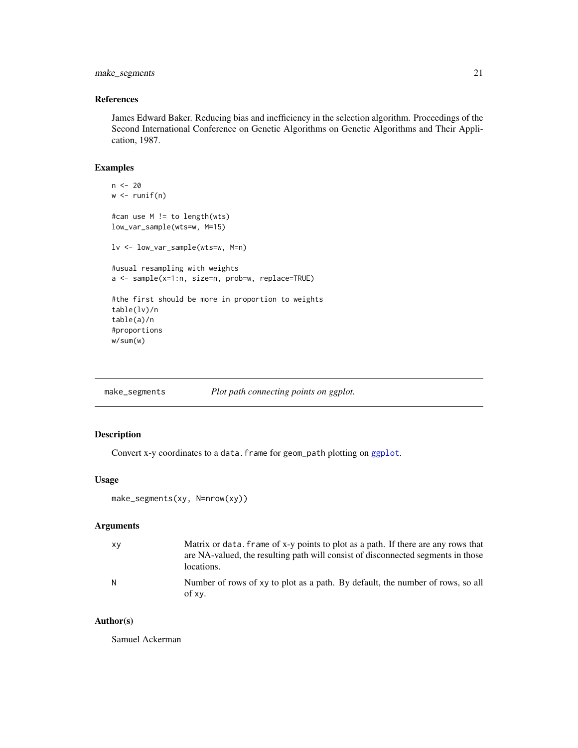### References

James Edward Baker. Reducing bias and inefficiency in the selection algorithm. Proceedings of the Second International Conference on Genetic Algorithms on Genetic Algorithms and Their Application, 1987.

### Examples

```
n <- 20
w <- runif(n)

#can use M != to length(wts)
low_var_sample(wts=w, M=15)

lv <- low_var_sample(wts=w, M=n)

#usual resampling with weights
a <- sample(x=1:n, size=n, prob=w, replace=TRUE)

#the first should be more in proportion to weights
table(lv)/n
table(a)/n
#proportions
w/sum(w)
```

---

## make_segments — *Plot path connecting points on ggplot.*

### Description

Convert x-y coordinates to a `data.frame` for `geom_path` plotting on `ggplot`.

### Usage

```
make_segments(xy, N=nrow(xy))
```

### Arguments

| | |
|---|---|
| `xy` | Matrix or `data.frame` of x-y points to plot as a path. If there are any rows that are NA-valued, the resulting path will consist of disconnected segments in those locations. |
| `N` | Number of rows of `xy` to plot as a path. By default, the number of rows, so all of `xy`. |

### Author(s)

Samuel Ackerman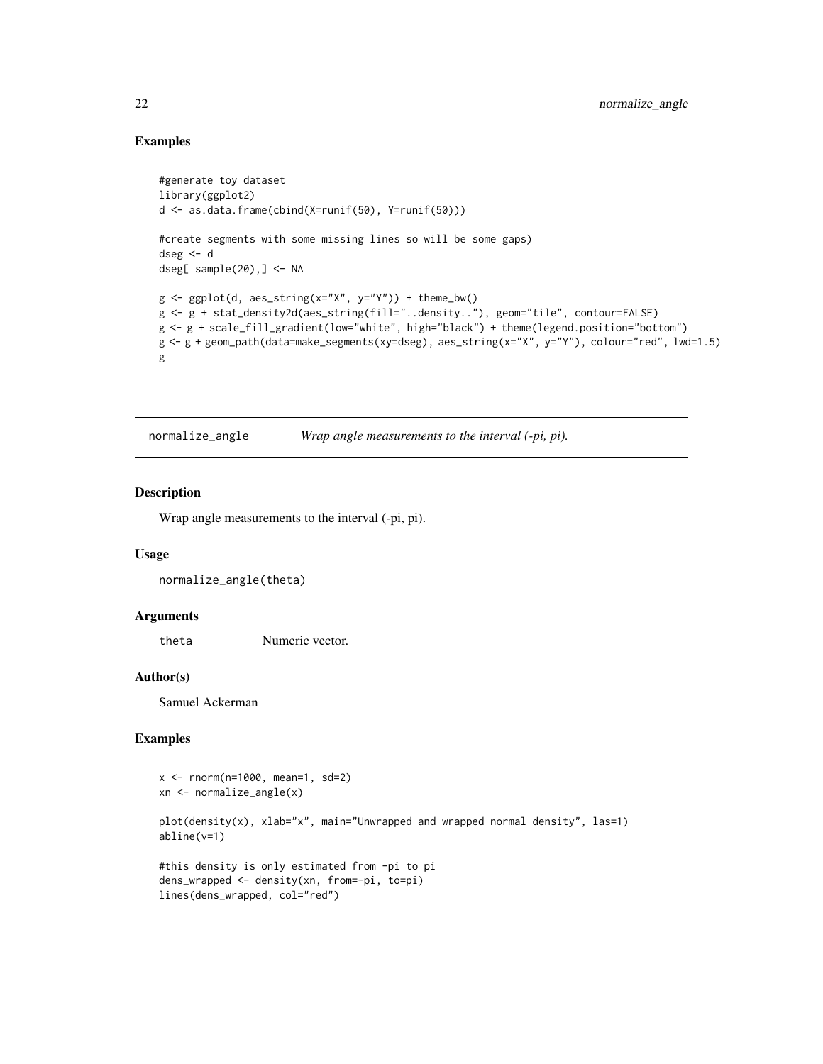## Examples

```
#generate toy dataset
library(ggplot2)
d <- as.data.frame(cbind(X=runif(50), Y=runif(50)))

#create segments with some missing lines so will be some gaps)
dseg <- d
dseg[ sample(20),] <- NA

g <- ggplot(d, aes_string(x="X", y="Y")) + theme_bw()
g <- g + stat_density2d(aes_string(fill="..density.."), geom="tile", contour=FALSE)
g <- g + scale_fill_gradient(low="white", high="black") + theme(legend.position="bottom")
g <- g + geom_path(data=make_segments(xy=dseg), aes_string(x="X", y="Y"), colour="red", lwd=1.5)
g
```

---

# normalize_angle *Wrap angle measurements to the interval (-pi, pi).*

---

## Description

Wrap angle measurements to the interval (-pi, pi).

## Usage

```
normalize_angle(theta)
```

## Arguments

| | |
|---|---|
| theta | Numeric vector. |

## Author(s)

Samuel Ackerman

## Examples

```
x <- rnorm(n=1000, mean=1, sd=2)
xn <- normalize_angle(x)

plot(density(x), xlab="x", main="Unwrapped and wrapped normal density", las=1)
abline(v=1)

#this density is only estimated from -pi to pi
dens_wrapped <- density(xn, from=-pi, to=pi)
lines(dens_wrapped, col="red")
```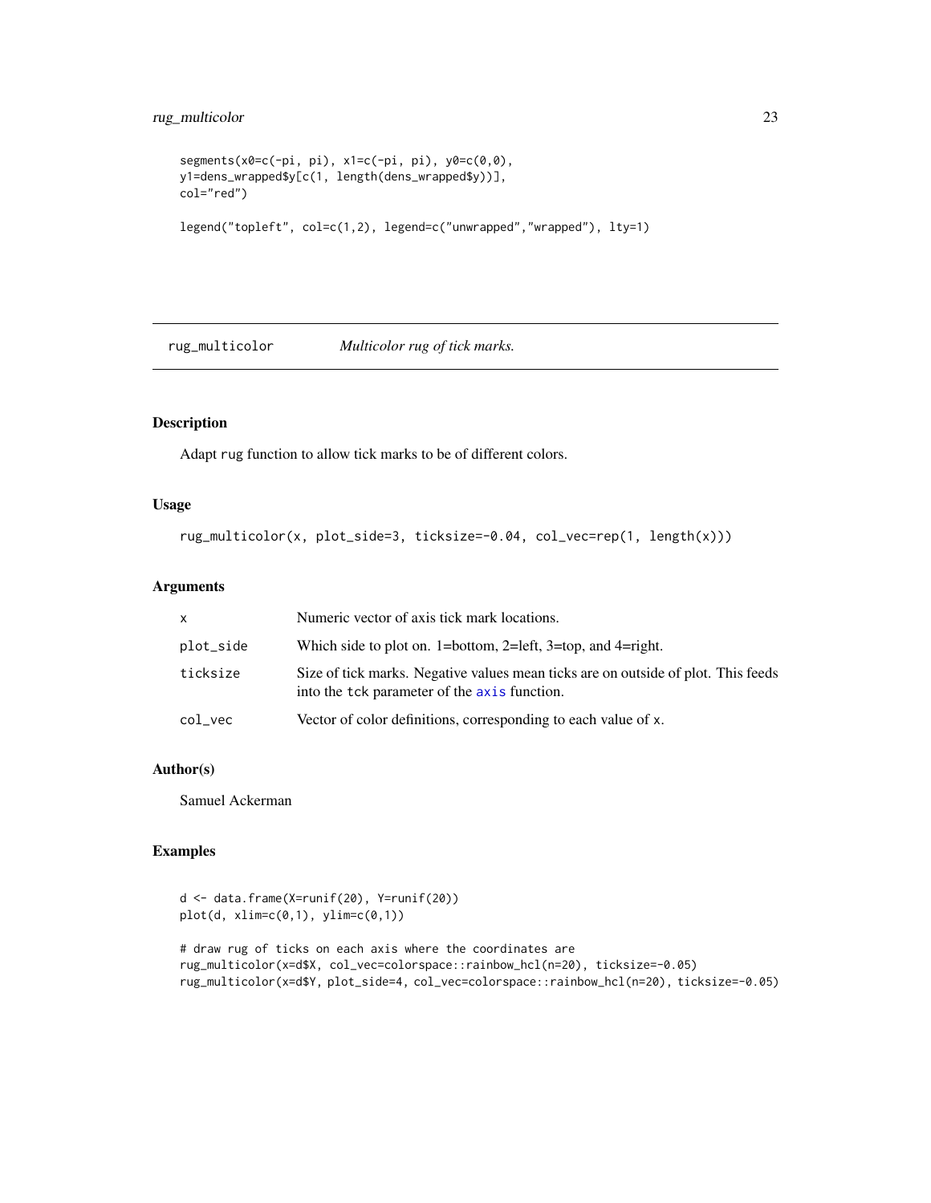```
segments(x0=c(-pi, pi), x1=c(-pi, pi), y0=c(0,0),
y1=dens_wrapped$y[c(1, length(dens_wrapped$y))],
col="red")

legend("topleft", col=c(1,2), legend=c("unwrapped","wrapped"), lty=1)
```

## rug_multicolor *Multicolor rug of tick marks.*

### Description

Adapt rug function to allow tick marks to be of different colors.

### Usage

```
rug_multicolor(x, plot_side=3, ticksize=-0.04, col_vec=rep(1, length(x)))
```

### Arguments

| | |
|---|---|
| x | Numeric vector of axis tick mark locations. |
| plot_side | Which side to plot on. 1=bottom, 2=left, 3=top, and 4=right. |
| ticksize | Size of tick marks. Negative values mean ticks are on outside of plot. This feeds into the tck parameter of the axis function. |
| col_vec | Vector of color definitions, corresponding to each value of x. |

### Author(s)

Samuel Ackerman

### Examples

```
d <- data.frame(X=runif(20), Y=runif(20))
plot(d, xlim=c(0,1), ylim=c(0,1))

# draw rug of ticks on each axis where the coordinates are
rug_multicolor(x=d$X, col_vec=colorspace::rainbow_hcl(n=20), ticksize=-0.05)
rug_multicolor(x=d$Y, plot_side=4, col_vec=colorspace::rainbow_hcl(n=20), ticksize=-0.05)
```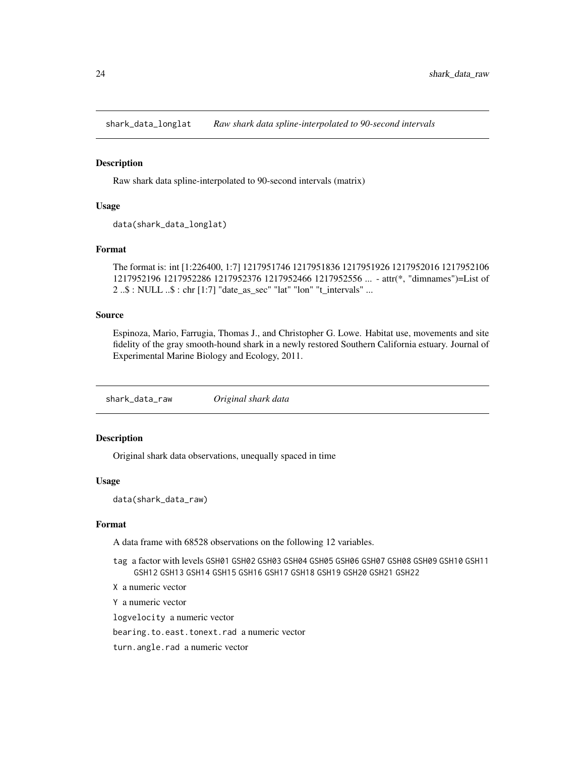## shark_data_longlat *Raw shark data spline-interpolated to 90-second intervals*

### Description

Raw shark data spline-interpolated to 90-second intervals (matrix)

### Usage

```
data(shark_data_longlat)
```

### Format

The format is: int [1:226400, 1:7] 1217951746 1217951836 1217951926 1217952016 1217952106 1217952196 1217952286 1217952376 1217952466 1217952556 ... - attr(*, "dimnames")=List of 2 ..$ : NULL ..$ : chr [1:7] "date_as_sec" "lat" "lon" "t_intervals" ...

### Source

Espinoza, Mario, Farrugia, Thomas J., and Christopher G. Lowe. Habitat use, movements and site fidelity of the gray smooth-hound shark in a newly restored Southern California estuary. Journal of Experimental Marine Biology and Ecology, 2011.

## shark_data_raw *Original shark data*

### Description

Original shark data observations, unequally spaced in time

### Usage

```
data(shark_data_raw)
```

### Format

A data frame with 68528 observations on the following 12 variables.

- `tag` a factor with levels `GSH01` `GSH02` `GSH03` `GSH04` `GSH05` `GSH06` `GSH07` `GSH08` `GSH09` `GSH10` `GSH11` `GSH12` `GSH13` `GSH14` `GSH15` `GSH16` `GSH17` `GSH18` `GSH19` `GSH20` `GSH21` `GSH22`
- `X` a numeric vector
- `Y` a numeric vector
- `logvelocity` a numeric vector
- `bearing.to.east.tonext.rad` a numeric vector
- `turn.angle.rad` a numeric vector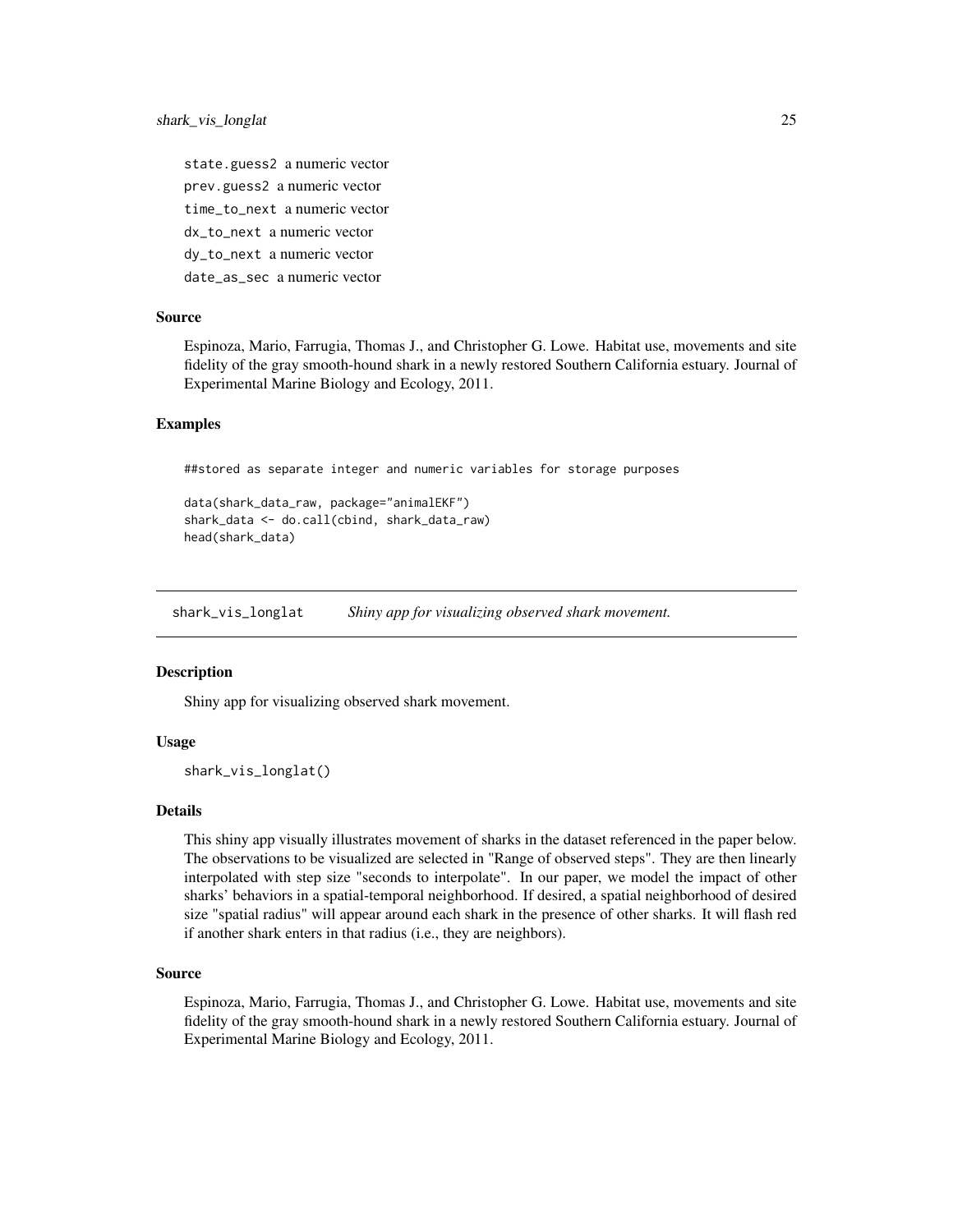state.guess2 a numeric vector

prev.guess2 a numeric vector

time_to_next a numeric vector

dx_to_next a numeric vector

dy_to_next a numeric vector

date_as_sec a numeric vector

### Source

Espinoza, Mario, Farrugia, Thomas J., and Christopher G. Lowe. Habitat use, movements and site fidelity of the gray smooth-hound shark in a newly restored Southern California estuary. Journal of Experimental Marine Biology and Ecology, 2011.

### Examples

```
##stored as separate integer and numeric variables for storage purposes

data(shark_data_raw, package="animalEKF")
shark_data <- do.call(cbind, shark_data_raw)
head(shark_data)
```

---

## shark_vis_longlat    *Shiny app for visualizing observed shark movement.*

---

### Description

Shiny app for visualizing observed shark movement.

### Usage

```
shark_vis_longlat()
```

### Details

This shiny app visually illustrates movement of sharks in the dataset referenced in the paper below. The observations to be visualized are selected in "Range of observed steps". They are then linearly interpolated with step size "seconds to interpolate". In our paper, we model the impact of other sharks' behaviors in a spatial-temporal neighborhood. If desired, a spatial neighborhood of desired size "spatial radius" will appear around each shark in the presence of other sharks. It will flash red if another shark enters in that radius (i.e., they are neighbors).

### Source

Espinoza, Mario, Farrugia, Thomas J., and Christopher G. Lowe. Habitat use, movements and site fidelity of the gray smooth-hound shark in a newly restored Southern California estuary. Journal of Experimental Marine Biology and Ecology, 2011.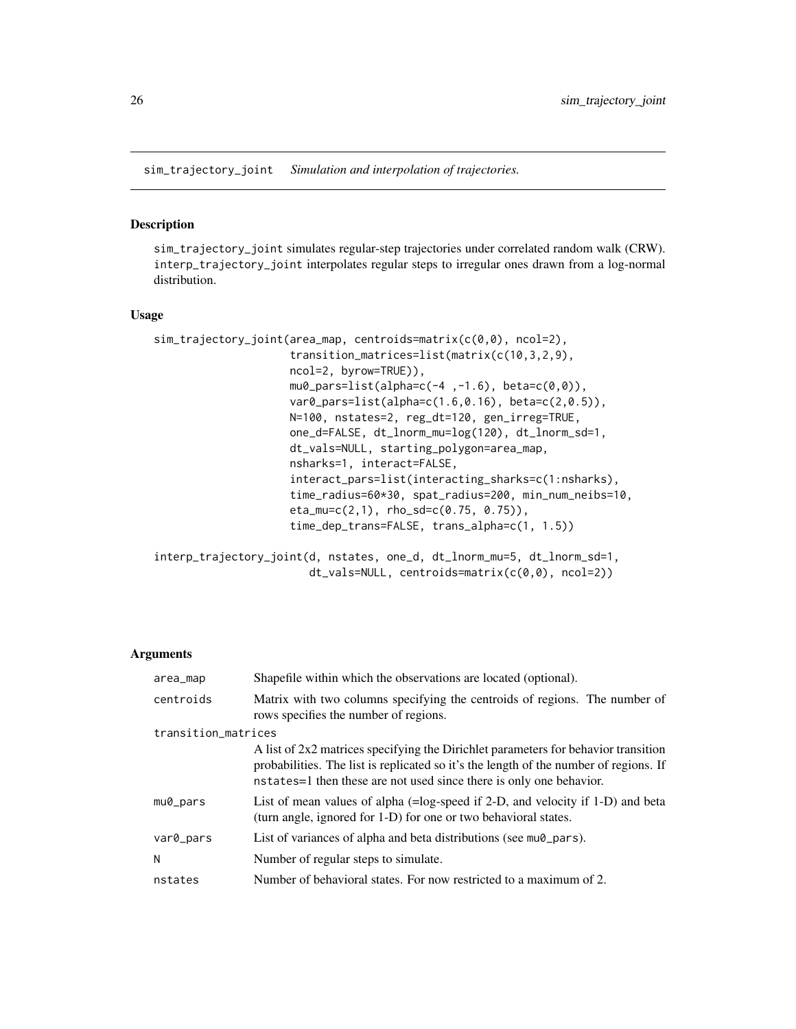sim_trajectory_joint *Simulation and interpolation of trajectories.*

## Description

sim_trajectory_joint simulates regular-step trajectories under correlated random walk (CRW). interp_trajectory_joint interpolates regular steps to irregular ones drawn from a log-normal distribution.

## Usage

```
sim_trajectory_joint(area_map, centroids=matrix(c(0,0), ncol=2),
                     transition_matrices=list(matrix(c(10,3,2,9),
                     ncol=2, byrow=TRUE)),
                     mu0_pars=list(alpha=c(-4 ,-1.6), beta=c(0,0)),
                     var0_pars=list(alpha=c(1.6,0.16), beta=c(2,0.5)),
                     N=100, nstates=2, reg_dt=120, gen_irreg=TRUE,
                     one_d=FALSE, dt_lnorm_mu=log(120), dt_lnorm_sd=1,
                     dt_vals=NULL, starting_polygon=area_map,
                     nsharks=1, interact=FALSE,
                     interact_pars=list(interacting_sharks=c(1:nsharks),
                     time_radius=60*30, spat_radius=200, min_num_neibs=10,
                     eta_mu=c(2,1), rho_sd=c(0.75, 0.75)),
                     time_dep_trans=FALSE, trans_alpha=c(1, 1.5))

interp_trajectory_joint(d, nstates, one_d, dt_lnorm_mu=5, dt_lnorm_sd=1,
                        dt_vals=NULL, centroids=matrix(c(0,0), ncol=2))
```

## Arguments

| | |
|---|---|
| area_map | Shapefile within which the observations are located (optional). |
| centroids | Matrix with two columns specifying the centroids of regions. The number of rows specifies the number of regions. |
| transition_matrices | A list of 2x2 matrices specifying the Dirichlet parameters for behavior transition probabilities. The list is replicated so it's the length of the number of regions. If nstates=1 then these are not used since there is only one behavior. |
| mu0_pars | List of mean values of alpha (=log-speed if 2-D, and velocity if 1-D) and beta (turn angle, ignored for 1-D) for one or two behavioral states. |
| var0_pars | List of variances of alpha and beta distributions (see mu0_pars). |
| N | Number of regular steps to simulate. |
| nstates | Number of behavioral states. For now restricted to a maximum of 2. |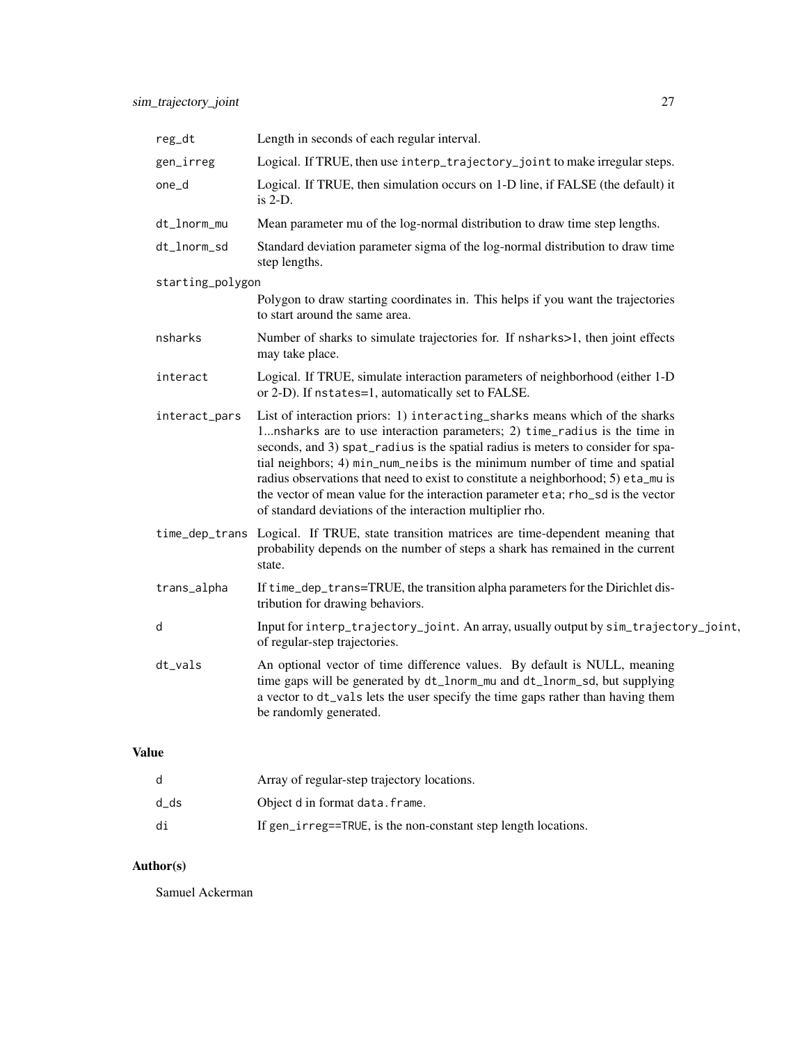| | |
|---|---|
| `reg_dt` | Length in seconds of each regular interval. |
| `gen_irreg` | Logical. If TRUE, then use `interp_trajectory_joint` to make irregular steps. |
| `one_d` | Logical. If TRUE, then simulation occurs on 1-D line, if FALSE (the default) it is 2-D. |
| `dt_lnorm_mu` | Mean parameter mu of the log-normal distribution to draw time step lengths. |
| `dt_lnorm_sd` | Standard deviation parameter sigma of the log-normal distribution to draw time step lengths. |
| `starting_polygon` | Polygon to draw starting coordinates in. This helps if you want the trajectories to start around the same area. |
| `nsharks` | Number of sharks to simulate trajectories for. If `nsharks>1`, then joint effects may take place. |
| `interact` | Logical. If TRUE, simulate interaction parameters of neighborhood (either 1-D or 2-D). If `nstates=1`, automatically set to FALSE. |
| `interact_pars` | List of interaction priors: 1) `interacting_sharks` means which of the sharks 1...nsharks are to use interaction parameters; 2) `time_radius` is the time in seconds, and 3) `spat_radius` is the spatial radius is meters to consider for spatial neighbors; 4) `min_num_neibs` is the minimum number of time and spatial radius observations that need to exist to constitute a neighborhood; 5) `eta_mu` is the vector of mean value for the interaction parameter `eta`; `rho_sd` is the vector of standard deviations of the interaction multiplier rho. |
| `time_dep_trans` | Logical. If TRUE, state transition matrices are time-dependent meaning that probability depends on the number of steps a shark has remained in the current state. |
| `trans_alpha` | If `time_dep_trans`=TRUE, the transition alpha parameters for the Dirichlet distribution for drawing behaviors. |
| `d` | Input for `interp_trajectory_joint`. An array, usually output by `sim_trajectory_joint`, of regular-step trajectories. |
| `dt_vals` | An optional vector of time difference values. By default is NULL, meaning time gaps will be generated by `dt_lnorm_mu` and `dt_lnorm_sd`, but supplying a vector to `dt_vals` lets the user specify the time gaps rather than having them be randomly generated. |

## Value

| | |
|---|---|
| `d` | Array of regular-step trajectory locations. |
| `d_ds` | Object `d` in format `data.frame`. |
| `di` | If `gen_irreg==TRUE`, is the non-constant step length locations. |

## Author(s)

Samuel Ackerman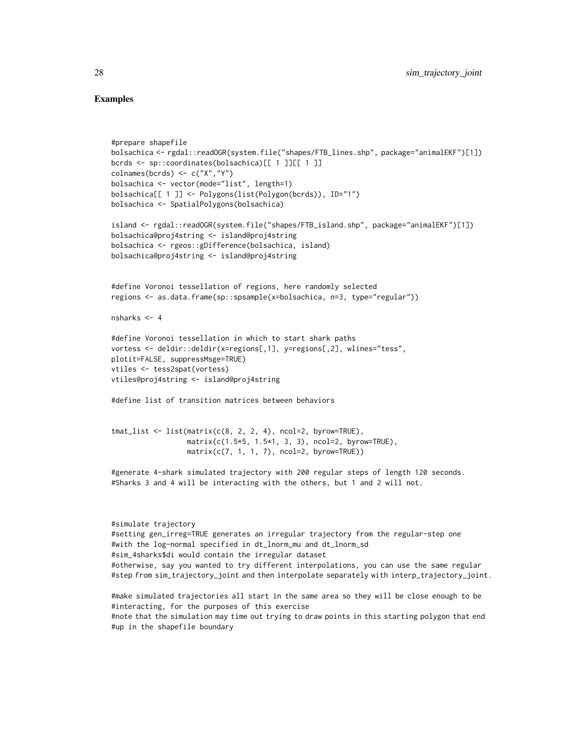## Examples

```
#prepare shapefile
bolsachica <- rgdal::readOGR(system.file("shapes/FTB_lines.shp", package="animalEKF")[1])
bcrds <- sp::coordinates(bolsachica)[[ 1 ]][[ 1 ]]
colnames(bcrds) <- c("X","Y")
bolsachica <- vector(mode="list", length=1)
bolsachica[[ 1 ]] <- Polygons(list(Polygon(bcrds)), ID="1")
bolsachica <- SpatialPolygons(bolsachica)

island <- rgdal::readOGR(system.file("shapes/FTB_island.shp", package="animalEKF")[1])
bolsachica@proj4string <- island@proj4string
bolsachica <- rgeos::gDifference(bolsachica, island)
bolsachica@proj4string <- island@proj4string


#define Voronoi tessellation of regions, here randomly selected
regions <- as.data.frame(sp::spsample(x=bolsachica, n=3, type="regular"))

nsharks <- 4

#define Voronoi tessellation in which to start shark paths
vortess <- deldir::deldir(x=regions[,1], y=regions[,2], wlines="tess",
plotit=FALSE, suppressMsge=TRUE)
vtiles <- tess2spat(vortess)
vtiles@proj4string <- island@proj4string

#define list of transition matrices between behaviors


tmat_list <- list(matrix(c(8, 2, 2, 4), ncol=2, byrow=TRUE),
                  matrix(c(1.5*5, 1.5*1, 3, 3), ncol=2, byrow=TRUE),
                  matrix(c(7, 1, 1, 7), ncol=2, byrow=TRUE))

#generate 4-shark simulated trajectory with 200 regular steps of length 120 seconds.
#Sharks 3 and 4 will be interacting with the others, but 1 and 2 will not.



#simulate trajectory
#setting gen_irreg=TRUE generates an irregular trajectory from the regular-step one
#with the log-normal specified in dt_lnorm_mu and dt_lnorm_sd
#sim_4sharks$di would contain the irregular dataset
#otherwise, say you wanted to try different interpolations, you can use the same regular
#step from sim_trajectory_joint and then interpolate separately with interp_trajectory_joint.

#make simulated trajectories all start in the same area so they will be close enough to be
#interacting, for the purposes of this exercise
#note that the simulation may time out trying to draw points in this starting polygon that end
#up in the shapefile boundary
```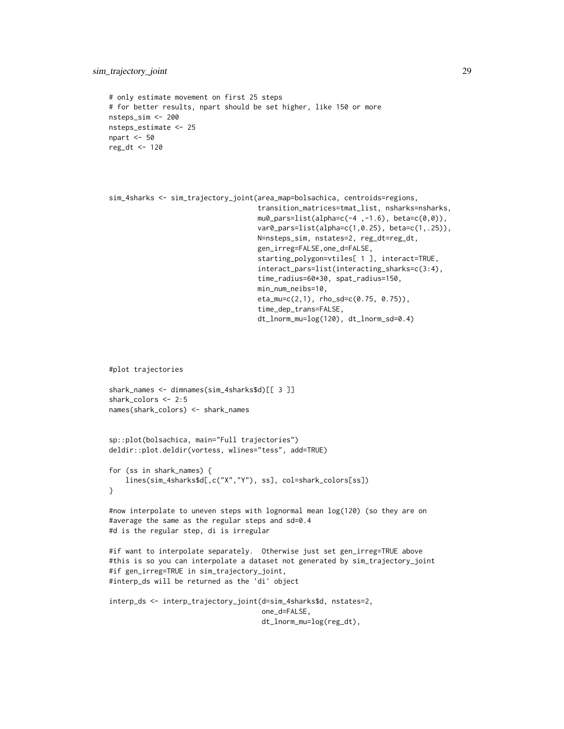```
# only estimate movement on first 25 steps
# for better results, npart should be set higher, like 150 or more
nsteps_sim <- 200
nsteps_estimate <- 25
npart <- 50
reg_dt <- 120



sim_4sharks <- sim_trajectory_joint(area_map=bolsachica, centroids=regions,
                                    transition_matrices=tmat_list, nsharks=nsharks,
                                    mu0_pars=list(alpha=c(-4 ,-1.6), beta=c(0,0)),
                                    var0_pars=list(alpha=c(1,0.25), beta=c(1,.25)),
                                    N=nsteps_sim, nstates=2, reg_dt=reg_dt,
                                    gen_irreg=FALSE,one_d=FALSE,
                                    starting_polygon=vtiles[ 1 ], interact=TRUE,
                                    interact_pars=list(interacting_sharks=c(3:4),
                                    time_radius=60*30, spat_radius=150,
                                    min_num_neibs=10,
                                    eta_mu=c(2,1), rho_sd=c(0.75, 0.75)),
                                    time_dep_trans=FALSE,
                                    dt_lnorm_mu=log(120), dt_lnorm_sd=0.4)



#plot trajectories

shark_names <- dimnames(sim_4sharks$d)[[ 3 ]]
shark_colors <- 2:5
names(shark_colors) <- shark_names


sp::plot(bolsachica, main="Full trajectories")
deldir::plot.deldir(vortess, wlines="tess", add=TRUE)

for (ss in shark_names) {
    lines(sim_4sharks$d[,c("X","Y"), ss], col=shark_colors[ss])
}

#now interpolate to uneven steps with lognormal mean log(120) (so they are on
#average the same as the regular steps and sd=0.4
#d is the regular step, di is irregular

#if want to interpolate separately.  Otherwise just set gen_irreg=TRUE above
#this is so you can interpolate a dataset not generated by sim_trajectory_joint
#if gen_irreg=TRUE in sim_trajectory_joint,
#interp_ds will be returned as the 'di' object

interp_ds <- interp_trajectory_joint(d=sim_4sharks$d, nstates=2,
                                     one_d=FALSE,
                                     dt_lnorm_mu=log(reg_dt),
```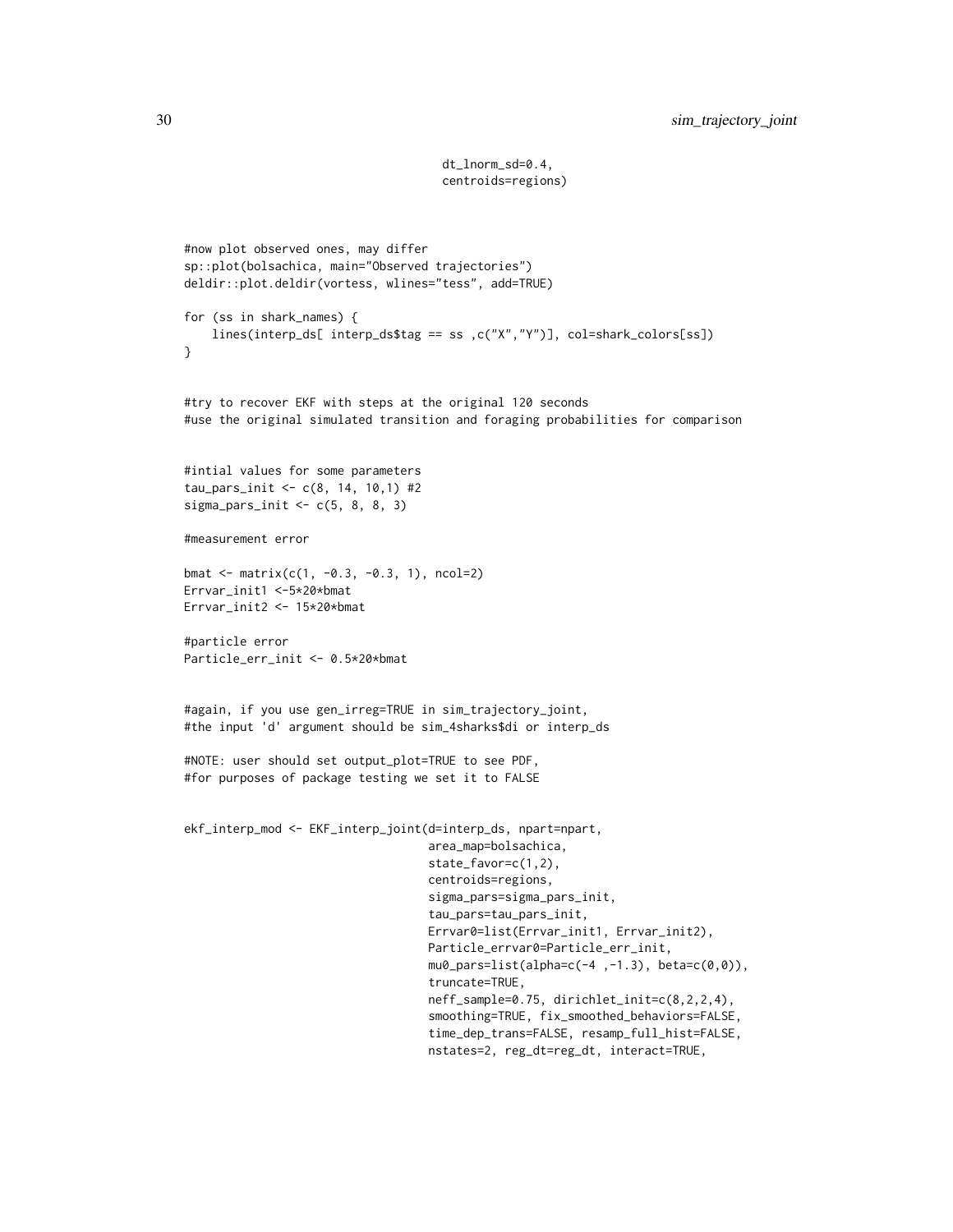```
                                     dt_lnorm_sd=0.4,
                                     centroids=regions)


#now plot observed ones, may differ
sp::plot(bolsachica, main="Observed trajectories")
deldir::plot.deldir(vortess, wlines="tess", add=TRUE)

for (ss in shark_names) {
    lines(interp_ds[ interp_ds$tag == ss ,c("X","Y")], col=shark_colors[ss])
}


#try to recover EKF with steps at the original 120 seconds
#use the original simulated transition and foraging probabilities for comparison


#intial values for some parameters
tau_pars_init <- c(8, 14, 10,1) #2
sigma_pars_init <- c(5, 8, 8, 3)

#measurement error

bmat <- matrix(c(1, -0.3, -0.3, 1), ncol=2)
Errvar_init1 <-5*20*bmat
Errvar_init2 <- 15*20*bmat

#particle error
Particle_err_init <- 0.5*20*bmat


#again, if you use gen_irreg=TRUE in sim_trajectory_joint,
#the input 'd' argument should be sim_4sharks$di or interp_ds

#NOTE: user should set output_plot=TRUE to see PDF,
#for purposes of package testing we set it to FALSE


ekf_interp_mod <- EKF_interp_joint(d=interp_ds, npart=npart,
                                   area_map=bolsachica,
                                   state_favor=c(1,2),
                                   centroids=regions,
                                   sigma_pars=sigma_pars_init,
                                   tau_pars=tau_pars_init,
                                   Errvar0=list(Errvar_init1, Errvar_init2),
                                   Particle_errvar0=Particle_err_init,
                                   mu0_pars=list(alpha=c(-4 ,-1.3), beta=c(0,0)),
                                   truncate=TRUE,
                                   neff_sample=0.75, dirichlet_init=c(8,2,2,4),
                                   smoothing=TRUE, fix_smoothed_behaviors=FALSE,
                                   time_dep_trans=FALSE, resamp_full_hist=FALSE,
                                   nstates=2, reg_dt=reg_dt, interact=TRUE,
```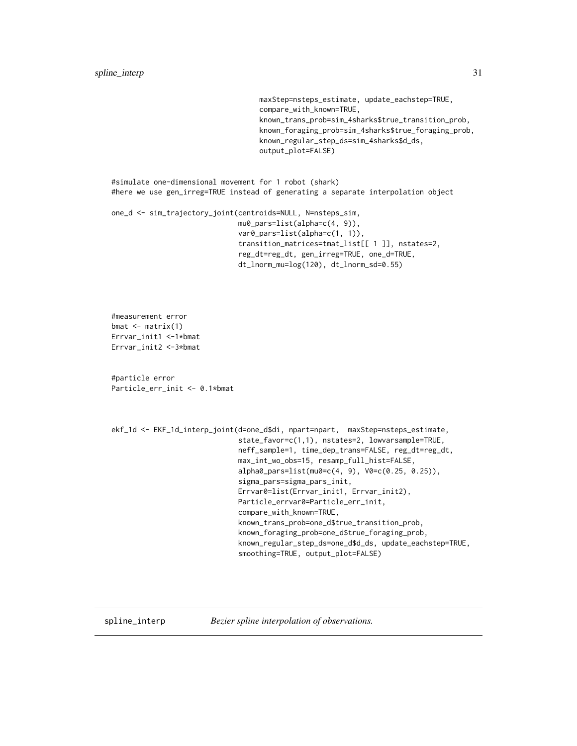```
                                    maxStep=nsteps_estimate, update_eachstep=TRUE,
                                    compare_with_known=TRUE,
                                    known_trans_prob=sim_4sharks$true_transition_prob,
                                    known_foraging_prob=sim_4sharks$true_foraging_prob,
                                    known_regular_step_ds=sim_4sharks$d_ds,
                                    output_plot=FALSE)


#simulate one-dimensional movement for 1 robot (shark)
#here we use gen_irreg=TRUE instead of generating a separate interpolation object

one_d <- sim_trajectory_joint(centroids=NULL, N=nsteps_sim,
                              mu0_pars=list(alpha=c(4, 9)),
                              var0_pars=list(alpha=c(1, 1)),
                              transition_matrices=tmat_list[[ 1 ]], nstates=2,
                              reg_dt=reg_dt, gen_irreg=TRUE, one_d=TRUE,
                              dt_lnorm_mu=log(120), dt_lnorm_sd=0.55)




#measurement error
bmat <- matrix(1)
Errvar_init1 <-1*bmat
Errvar_init2 <-3*bmat


#particle error
Particle_err_init <- 0.1*bmat



ekf_1d <- EKF_1d_interp_joint(d=one_d$di, npart=npart,  maxStep=nsteps_estimate,
                              state_favor=c(1,1), nstates=2, lowvarsample=TRUE,
                              neff_sample=1, time_dep_trans=FALSE, reg_dt=reg_dt,
                              max_int_wo_obs=15, resamp_full_hist=FALSE,
                              alpha0_pars=list(mu0=c(4, 9), V0=c(0.25, 0.25)),
                              sigma_pars=sigma_pars_init,
                              Errvar0=list(Errvar_init1, Errvar_init2),
                              Particle_errvar0=Particle_err_init,
                              compare_with_known=TRUE,
                              known_trans_prob=one_d$true_transition_prob,
                              known_foraging_prob=one_d$true_foraging_prob,
                              known_regular_step_ds=one_d$d_ds, update_eachstep=TRUE,
                              smoothing=TRUE, output_plot=FALSE)
```

---

`spline_interp` *Bezier spline interpolation of observations.*

---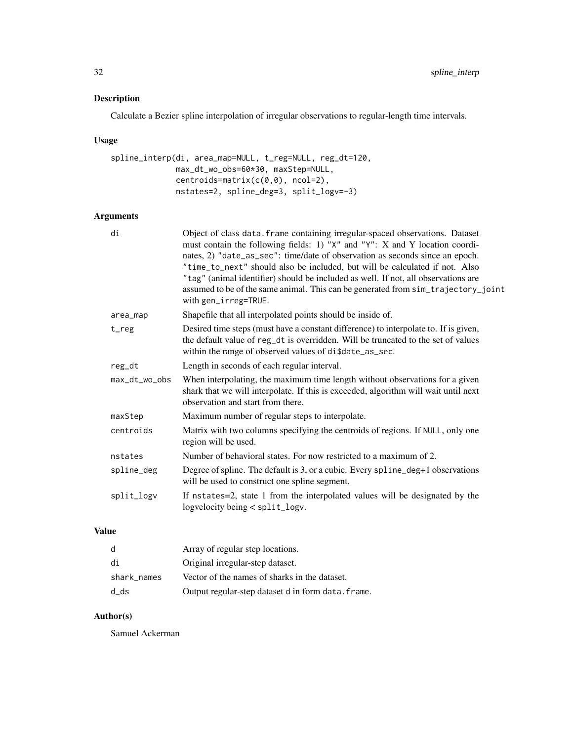## Description

Calculate a Bezier spline interpolation of irregular observations to regular-length time intervals.

## Usage

```
spline_interp(di, area_map=NULL, t_reg=NULL, reg_dt=120,
              max_dt_wo_obs=60*30, maxStep=NULL,
              centroids=matrix(c(0,0), ncol=2),
              nstates=2, spline_deg=3, split_logv=-3)
```

## Arguments

| | |
|---|---|
| di | Object of class `data.frame` containing irregular-spaced observations. Dataset must contain the following fields: 1) `"X"` and `"Y"`: X and Y location coordinates, 2) `"date_as_sec"`: time/date of observation as seconds since an epoch. `"time_to_next"` should also be included, but will be calculated if not. Also `"tag"` (animal identifier) should be included as well. If not, all observations are assumed to be of the same animal. This can be generated from `sim_trajectory_joint` with `gen_irreg=TRUE`. |
| area_map | Shapefile that all interpolated points should be inside of. |
| t_reg | Desired time steps (must have a constant difference) to interpolate to. If is given, the default value of `reg_dt` is overridden. Will be truncated to the set of values within the range of observed values of `di$date_as_sec`. |
| reg_dt | Length in seconds of each regular interval. |
| max_dt_wo_obs | When interpolating, the maximum time length without observations for a given shark that we will interpolate. If this is exceeded, algorithm will wait until next observation and start from there. |
| maxStep | Maximum number of regular steps to interpolate. |
| centroids | Matrix with two columns specifying the centroids of regions. If `NULL`, only one region will be used. |
| nstates | Number of behavioral states. For now restricted to a maximum of 2. |
| spline_deg | Degree of spline. The default is 3, or a cubic. Every `spline_deg+1` observations will be used to construct one spline segment. |
| split_logv | If `nstates=2`, state 1 from the interpolated values will be designated by the logvelocity being < `split_logv`. |

## Value

| | |
|---|---|
| d | Array of regular step locations. |
| di | Original irregular-step dataset. |
| shark_names | Vector of the names of sharks in the dataset. |
| d_ds | Output regular-step dataset `d` in form `data.frame`. |

## Author(s)

Samuel Ackerman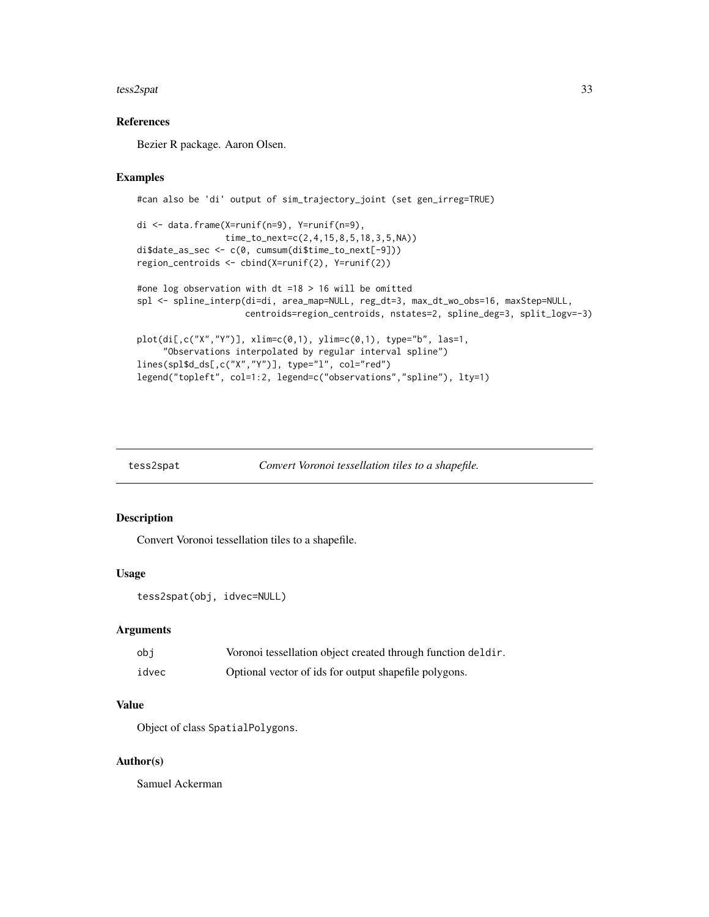## References

Bezier R package. Aaron Olsen.

## Examples

```
#can also be 'di' output of sim_trajectory_joint (set gen_irreg=TRUE)

di <- data.frame(X=runif(n=9), Y=runif(n=9),
                 time_to_next=c(2,4,15,8,5,18,3,5,NA))
di$date_as_sec <- c(0, cumsum(di$time_to_next[-9]))
region_centroids <- cbind(X=runif(2), Y=runif(2))

#one log observation with dt =18 > 16 will be omitted
spl <- spline_interp(di=di, area_map=NULL, reg_dt=3, max_dt_wo_obs=16, maxStep=NULL,
                     centroids=region_centroids, nstates=2, spline_deg=3, split_logv=-3)

plot(di[,c("X","Y")], xlim=c(0,1), ylim=c(0,1), type="b", las=1,
     "Observations interpolated by regular interval spline")
lines(spl$d_ds[,c("X","Y")], type="l", col="red")
legend("topleft", col=1:2, legend=c("observations","spline"), lty=1)
```

---

# tess2spat — *Convert Voronoi tessellation tiles to a shapefile.*

## Description

Convert Voronoi tessellation tiles to a shapefile.

## Usage

```
tess2spat(obj, idvec=NULL)
```

## Arguments

| | |
|---|---|
| obj | Voronoi tessellation object created through function `deldir`. |
| idvec | Optional vector of ids for output shapefile polygons. |

## Value

Object of class `SpatialPolygons`.

## Author(s)

Samuel Ackerman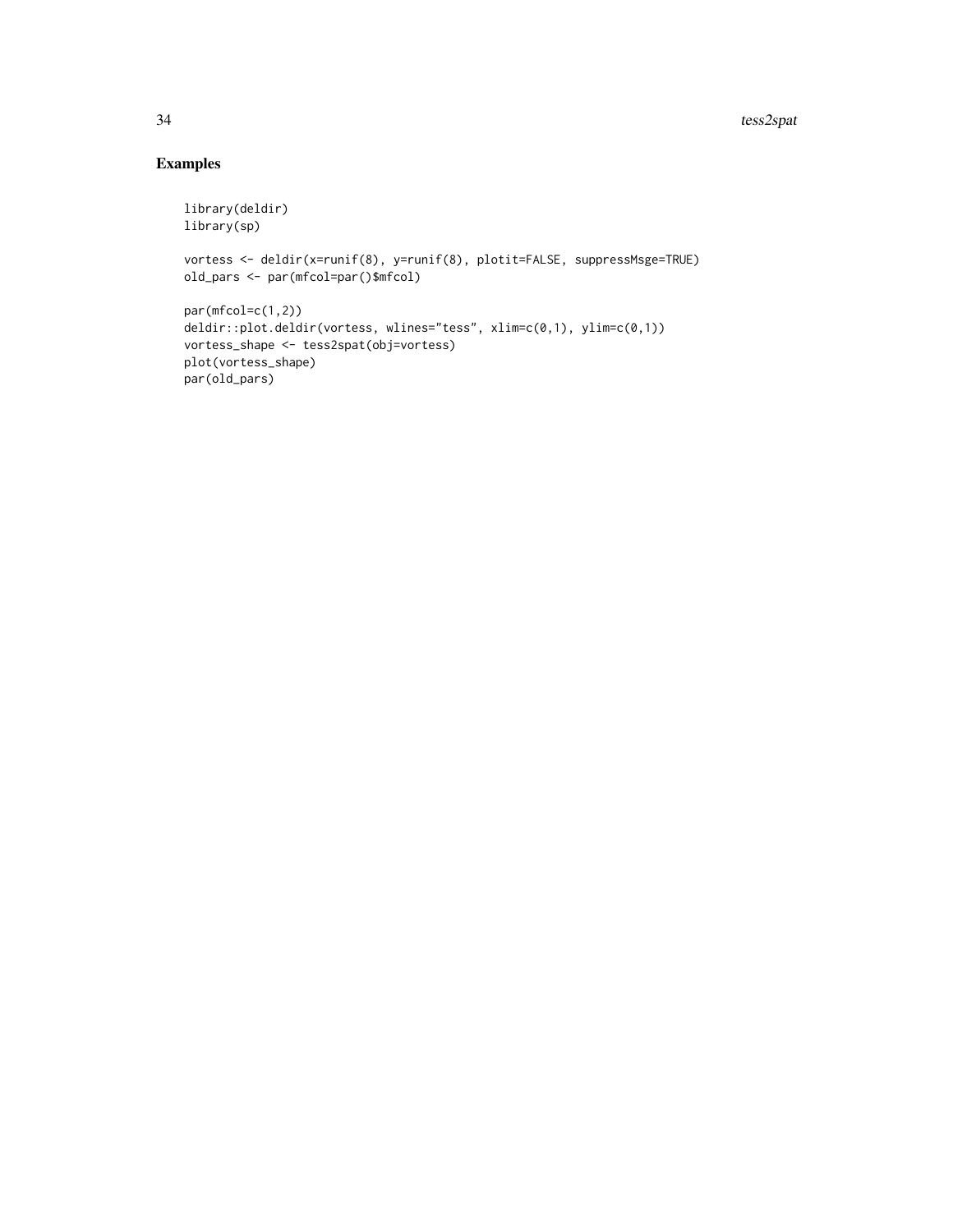## Examples

```
library(deldir)
library(sp)

vortess <- deldir(x=runif(8), y=runif(8), plotit=FALSE, suppressMsge=TRUE)
old_pars <- par(mfcol=par()$mfcol)

par(mfcol=c(1,2))
deldir::plot.deldir(vortess, wlines="tess", xlim=c(0,1), ylim=c(0,1))
vortess_shape <- tess2spat(obj=vortess)
plot(vortess_shape)
par(old_pars)
```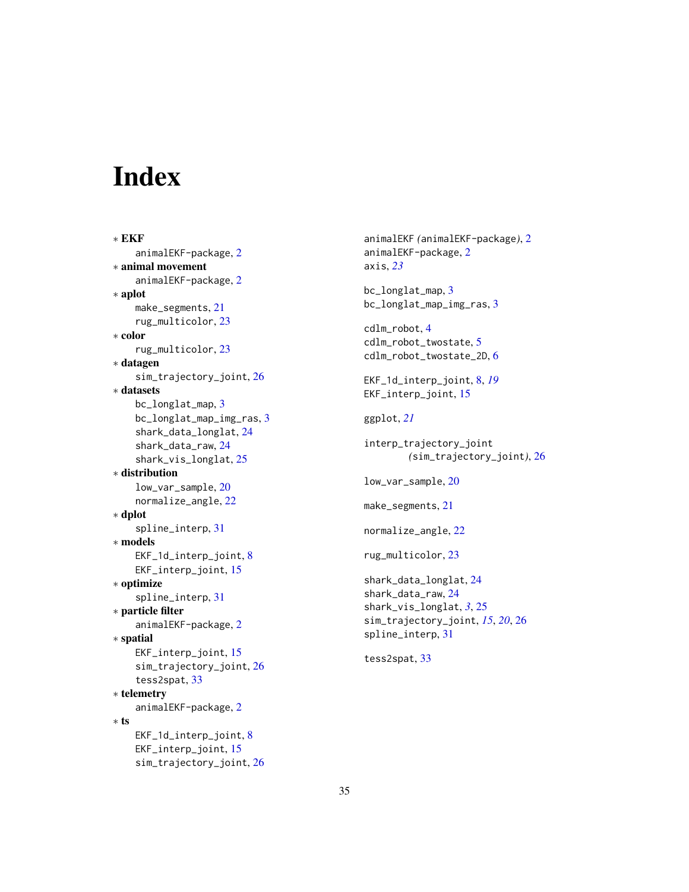# Index

∗ **EKF**
    animalEKF-package, 2
∗ **animal movement**
    animalEKF-package, 2
∗ **aplot**
    make_segments, 21
    rug_multicolor, 23
∗ **color**
    rug_multicolor, 23
∗ **datagen**
    sim_trajectory_joint, 26
∗ **datasets**
    bc_longlat_map, 3
    bc_longlat_map_img_ras, 3
    shark_data_longlat, 24
    shark_data_raw, 24
    shark_vis_longlat, 25
∗ **distribution**
    low_var_sample, 20
    normalize_angle, 22
∗ **dplot**
    spline_interp, 31
∗ **models**
    EKF_1d_interp_joint, 8
    EKF_interp_joint, 15
∗ **optimize**
    spline_interp, 31
∗ **particle filter**
    animalEKF-package, 2
∗ **spatial**
    EKF_interp_joint, 15
    sim_trajectory_joint, 26
    tess2spat, 33
∗ **telemetry**
    animalEKF-package, 2
∗ **ts**
    EKF_1d_interp_joint, 8
    EKF_interp_joint, 15
    sim_trajectory_joint, 26

animalEKF *(*animalEKF-package*)*, 2
animalEKF-package, 2
axis, *23*

bc_longlat_map, 3
bc_longlat_map_img_ras, 3

cdlm_robot, 4
cdlm_robot_twostate, 5
cdlm_robot_twostate_2D, 6

EKF_1d_interp_joint, 8, *19*
EKF_interp_joint, 15

ggplot, *21*

interp_trajectory_joint
        *(*sim_trajectory_joint*)*, 26

low_var_sample, 20

make_segments, 21

normalize_angle, 22

rug_multicolor, 23

shark_data_longlat, 24
shark_data_raw, 24
shark_vis_longlat, *3*, 25
sim_trajectory_joint, *15*, *20*, 26
spline_interp, 31

tess2spat, 33